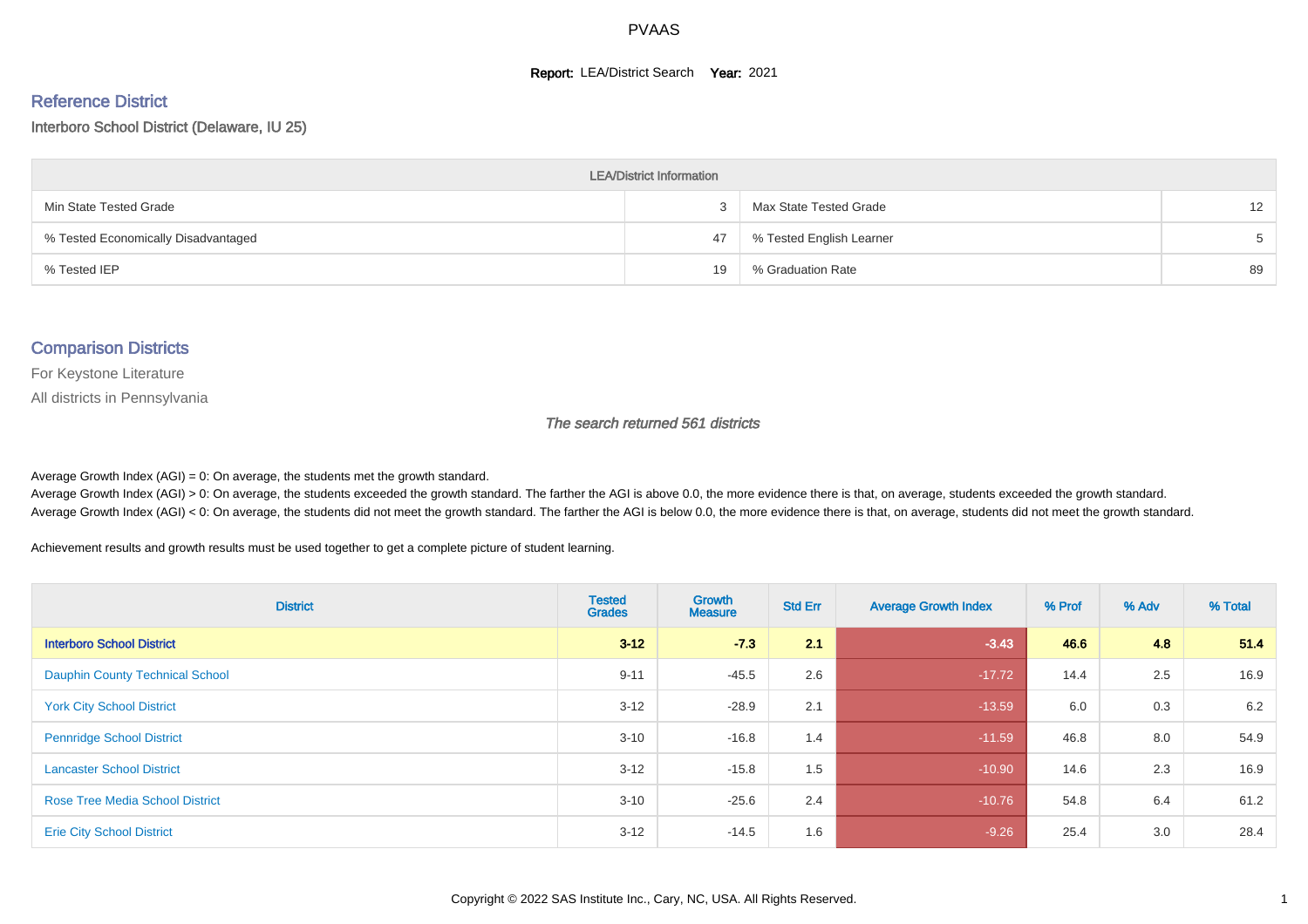# PVAAS

**Report:** LEA/District Search **Year:** 2021

## Reference District

Interboro School District (Delaware, IU 25)

| LEA/District Information | | | |
|---|---|---|---|
| Min State Tested Grade | 3 | Max State Tested Grade | 12 |
| % Tested Economically Disadvantaged | 47 | % Tested English Learner | 5 |
| % Tested IEP | 19 | % Graduation Rate | 89 |

## Comparison Districts

For Keystone Literature

All districts in Pennsylvania

*The search returned 561 districts*

Average Growth Index (AGI) = 0: On average, the students met the growth standard.

Average Growth Index (AGI) > 0: On average, the students exceeded the growth standard. The farther the AGI is above 0.0, the more evidence there is that, on average, students exceeded the growth standard.

Average Growth Index (AGI) < 0: On average, the students did not meet the growth standard. The farther the AGI is below 0.0, the more evidence there is that, on average, students did not meet the growth standard.

Achievement results and growth results must be used together to get a complete picture of student learning.

| District | Tested Grades | Growth Measure | Std Err | Average Growth Index | % Prof | % Adv | % Total |
|---|---|---|---|---|---|---|---|
| **Interboro School District** | **3-12** | **-7.3** | **2.1** | **-3.43** | **46.6** | **4.8** | **51.4** |
| Dauphin County Technical School | 9-11 | -45.5 | 2.6 | -17.72 | 14.4 | 2.5 | 16.9 |
| York City School District | 3-12 | -28.9 | 2.1 | -13.59 | 6.0 | 0.3 | 6.2 |
| Pennridge School District | 3-10 | -16.8 | 1.4 | -11.59 | 46.8 | 8.0 | 54.9 |
| Lancaster School District | 3-12 | -15.8 | 1.5 | -10.90 | 14.6 | 2.3 | 16.9 |
| Rose Tree Media School District | 3-10 | -25.6 | 2.4 | -10.76 | 54.8 | 6.4 | 61.2 |
| Erie City School District | 3-12 | -14.5 | 1.6 | -9.26 | 25.4 | 3.0 | 28.4 |

Copyright © 2022 SAS Institute Inc., Cary, NC, USA. All Rights Reserved.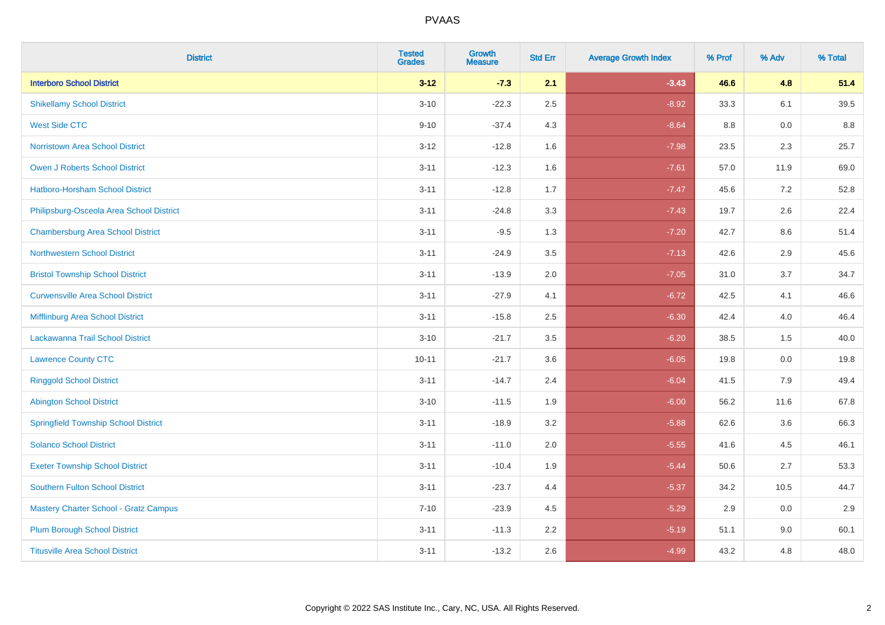# PVAAS

| District | Tested Grades | Growth Measure | Std Err | Average Growth Index | % Prof | % Adv | % Total |
|---|---|---|---|---|---|---|---|
| **Interboro School District** | **3-12** | **-7.3** | **2.1** | **-3.43** | **46.6** | **4.8** | **51.4** |
| Shikellamy School District | 3-10 | -22.3 | 2.5 | -8.92 | 33.3 | 6.1 | 39.5 |
| West Side CTC | 9-10 | -37.4 | 4.3 | -8.64 | 8.8 | 0.0 | 8.8 |
| Norristown Area School District | 3-12 | -12.8 | 1.6 | -7.98 | 23.5 | 2.3 | 25.7 |
| Owen J Roberts School District | 3-11 | -12.3 | 1.6 | -7.61 | 57.0 | 11.9 | 69.0 |
| Hatboro-Horsham School District | 3-11 | -12.8 | 1.7 | -7.47 | 45.6 | 7.2 | 52.8 |
| Philipsburg-Osceola Area School District | 3-11 | -24.8 | 3.3 | -7.43 | 19.7 | 2.6 | 22.4 |
| Chambersburg Area School District | 3-11 | -9.5 | 1.3 | -7.20 | 42.7 | 8.6 | 51.4 |
| Northwestern School District | 3-11 | -24.9 | 3.5 | -7.13 | 42.6 | 2.9 | 45.6 |
| Bristol Township School District | 3-11 | -13.9 | 2.0 | -7.05 | 31.0 | 3.7 | 34.7 |
| Curwensville Area School District | 3-11 | -27.9 | 4.1 | -6.72 | 42.5 | 4.1 | 46.6 |
| Mifflinburg Area School District | 3-11 | -15.8 | 2.5 | -6.30 | 42.4 | 4.0 | 46.4 |
| Lackawanna Trail School District | 3-10 | -21.7 | 3.5 | -6.20 | 38.5 | 1.5 | 40.0 |
| Lawrence County CTC | 10-11 | -21.7 | 3.6 | -6.05 | 19.8 | 0.0 | 19.8 |
| Ringgold School District | 3-11 | -14.7 | 2.4 | -6.04 | 41.5 | 7.9 | 49.4 |
| Abington School District | 3-10 | -11.5 | 1.9 | -6.00 | 56.2 | 11.6 | 67.8 |
| Springfield Township School District | 3-11 | -18.9 | 3.2 | -5.88 | 62.6 | 3.6 | 66.3 |
| Solanco School District | 3-11 | -11.0 | 2.0 | -5.55 | 41.6 | 4.5 | 46.1 |
| Exeter Township School District | 3-11 | -10.4 | 1.9 | -5.44 | 50.6 | 2.7 | 53.3 |
| Southern Fulton School District | 3-11 | -23.7 | 4.4 | -5.37 | 34.2 | 10.5 | 44.7 |
| Mastery Charter School - Gratz Campus | 7-10 | -23.9 | 4.5 | -5.29 | 2.9 | 0.0 | 2.9 |
| Plum Borough School District | 3-11 | -11.3 | 2.2 | -5.19 | 51.1 | 9.0 | 60.1 |
| Titusville Area School District | 3-11 | -13.2 | 2.6 | -4.99 | 43.2 | 4.8 | 48.0 |

Copyright © 2022 SAS Institute Inc., Cary, NC, USA. All Rights Reserved.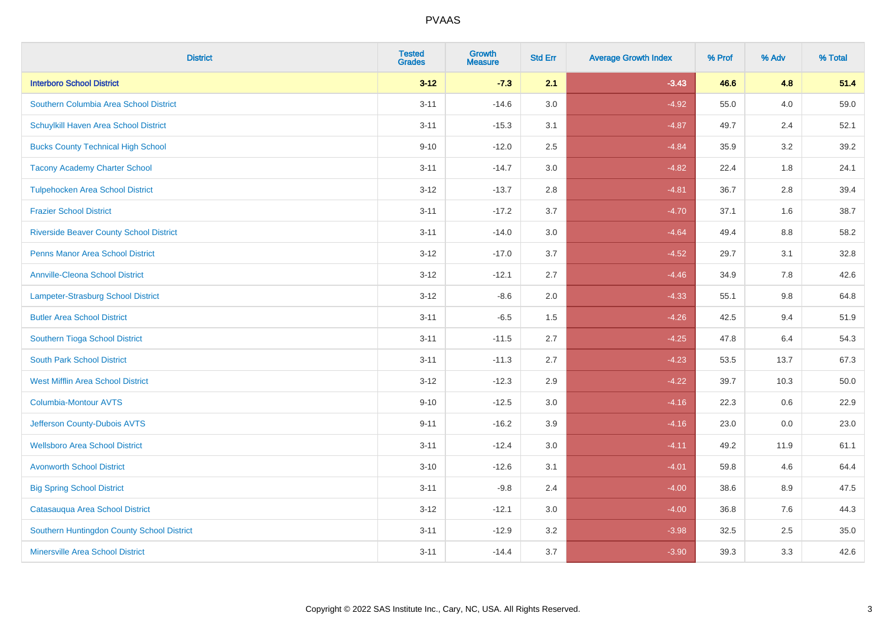PVAAS

| District | Tested Grades | Growth Measure | Std Err | Average Growth Index | % Prof | % Adv | % Total |
|---|---|---|---|---|---|---|---|
| **Interboro School District** | **3-12** | **-7.3** | **2.1** | **-3.43** | **46.6** | **4.8** | **51.4** |
| Southern Columbia Area School District | 3-11 | -14.6 | 3.0 | -4.92 | 55.0 | 4.0 | 59.0 |
| Schuylkill Haven Area School District | 3-11 | -15.3 | 3.1 | -4.87 | 49.7 | 2.4 | 52.1 |
| Bucks County Technical High School | 9-10 | -12.0 | 2.5 | -4.84 | 35.9 | 3.2 | 39.2 |
| Tacony Academy Charter School | 3-11 | -14.7 | 3.0 | -4.82 | 22.4 | 1.8 | 24.1 |
| Tulpehocken Area School District | 3-12 | -13.7 | 2.8 | -4.81 | 36.7 | 2.8 | 39.4 |
| Frazier School District | 3-11 | -17.2 | 3.7 | -4.70 | 37.1 | 1.6 | 38.7 |
| Riverside Beaver County School District | 3-11 | -14.0 | 3.0 | -4.64 | 49.4 | 8.8 | 58.2 |
| Penns Manor Area School District | 3-12 | -17.0 | 3.7 | -4.52 | 29.7 | 3.1 | 32.8 |
| Annville-Cleona School District | 3-12 | -12.1 | 2.7 | -4.46 | 34.9 | 7.8 | 42.6 |
| Lampeter-Strasburg School District | 3-12 | -8.6 | 2.0 | -4.33 | 55.1 | 9.8 | 64.8 |
| Butler Area School District | 3-11 | -6.5 | 1.5 | -4.26 | 42.5 | 9.4 | 51.9 |
| Southern Tioga School District | 3-11 | -11.5 | 2.7 | -4.25 | 47.8 | 6.4 | 54.3 |
| South Park School District | 3-11 | -11.3 | 2.7 | -4.23 | 53.5 | 13.7 | 67.3 |
| West Mifflin Area School District | 3-12 | -12.3 | 2.9 | -4.22 | 39.7 | 10.3 | 50.0 |
| Columbia-Montour AVTS | 9-10 | -12.5 | 3.0 | -4.16 | 22.3 | 0.6 | 22.9 |
| Jefferson County-Dubois AVTS | 9-11 | -16.2 | 3.9 | -4.16 | 23.0 | 0.0 | 23.0 |
| Wellsboro Area School District | 3-11 | -12.4 | 3.0 | -4.11 | 49.2 | 11.9 | 61.1 |
| Avonworth School District | 3-10 | -12.6 | 3.1 | -4.01 | 59.8 | 4.6 | 64.4 |
| Big Spring School District | 3-11 | -9.8 | 2.4 | -4.00 | 38.6 | 8.9 | 47.5 |
| Catasauqua Area School District | 3-12 | -12.1 | 3.0 | -4.00 | 36.8 | 7.6 | 44.3 |
| Southern Huntingdon County School District | 3-11 | -12.9 | 3.2 | -3.98 | 32.5 | 2.5 | 35.0 |
| Minersville Area School District | 3-11 | -14.4 | 3.7 | -3.90 | 39.3 | 3.3 | 42.6 |

Copyright © 2022 SAS Institute Inc., Cary, NC, USA. All Rights Reserved.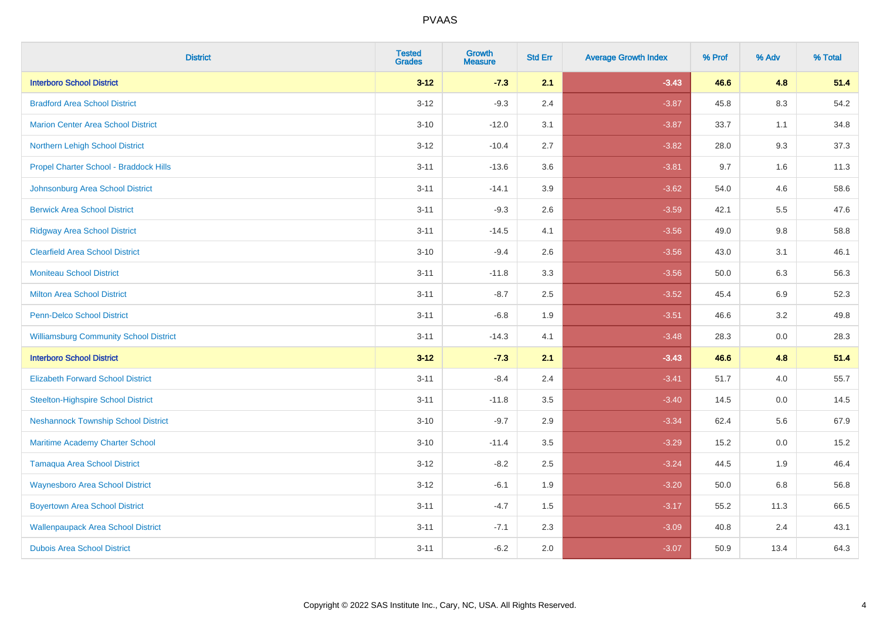# PVAAS

| District | Tested Grades | Growth Measure | Std Err | Average Growth Index | % Prof | % Adv | % Total |
|---|---|---|---|---|---|---|---|
| **Interboro School District** | **3-12** | **-7.3** | **2.1** | **-3.43** | **46.6** | **4.8** | **51.4** |
| Bradford Area School District | 3-12 | -9.3 | 2.4 | -3.87 | 45.8 | 8.3 | 54.2 |
| Marion Center Area School District | 3-10 | -12.0 | 3.1 | -3.87 | 33.7 | 1.1 | 34.8 |
| Northern Lehigh School District | 3-12 | -10.4 | 2.7 | -3.82 | 28.0 | 9.3 | 37.3 |
| Propel Charter School - Braddock Hills | 3-11 | -13.6 | 3.6 | -3.81 | 9.7 | 1.6 | 11.3 |
| Johnsonburg Area School District | 3-11 | -14.1 | 3.9 | -3.62 | 54.0 | 4.6 | 58.6 |
| Berwick Area School District | 3-11 | -9.3 | 2.6 | -3.59 | 42.1 | 5.5 | 47.6 |
| Ridgway Area School District | 3-11 | -14.5 | 4.1 | -3.56 | 49.0 | 9.8 | 58.8 |
| Clearfield Area School District | 3-10 | -9.4 | 2.6 | -3.56 | 43.0 | 3.1 | 46.1 |
| Moniteau School District | 3-11 | -11.8 | 3.3 | -3.56 | 50.0 | 6.3 | 56.3 |
| Milton Area School District | 3-11 | -8.7 | 2.5 | -3.52 | 45.4 | 6.9 | 52.3 |
| Penn-Delco School District | 3-11 | -6.8 | 1.9 | -3.51 | 46.6 | 3.2 | 49.8 |
| Williamsburg Community School District | 3-11 | -14.3 | 4.1 | -3.48 | 28.3 | 0.0 | 28.3 |
| **Interboro School District** | **3-12** | **-7.3** | **2.1** | **-3.43** | **46.6** | **4.8** | **51.4** |
| Elizabeth Forward School District | 3-11 | -8.4 | 2.4 | -3.41 | 51.7 | 4.0 | 55.7 |
| Steelton-Highspire School District | 3-11 | -11.8 | 3.5 | -3.40 | 14.5 | 0.0 | 14.5 |
| Neshannock Township School District | 3-10 | -9.7 | 2.9 | -3.34 | 62.4 | 5.6 | 67.9 |
| Maritime Academy Charter School | 3-10 | -11.4 | 3.5 | -3.29 | 15.2 | 0.0 | 15.2 |
| Tamaqua Area School District | 3-12 | -8.2 | 2.5 | -3.24 | 44.5 | 1.9 | 46.4 |
| Waynesboro Area School District | 3-12 | -6.1 | 1.9 | -3.20 | 50.0 | 6.8 | 56.8 |
| Boyertown Area School District | 3-11 | -4.7 | 1.5 | -3.17 | 55.2 | 11.3 | 66.5 |
| Wallenpaupack Area School District | 3-11 | -7.1 | 2.3 | -3.09 | 40.8 | 2.4 | 43.1 |
| Dubois Area School District | 3-11 | -6.2 | 2.0 | -3.07 | 50.9 | 13.4 | 64.3 |

Copyright © 2022 SAS Institute Inc., Cary, NC, USA. All Rights Reserved.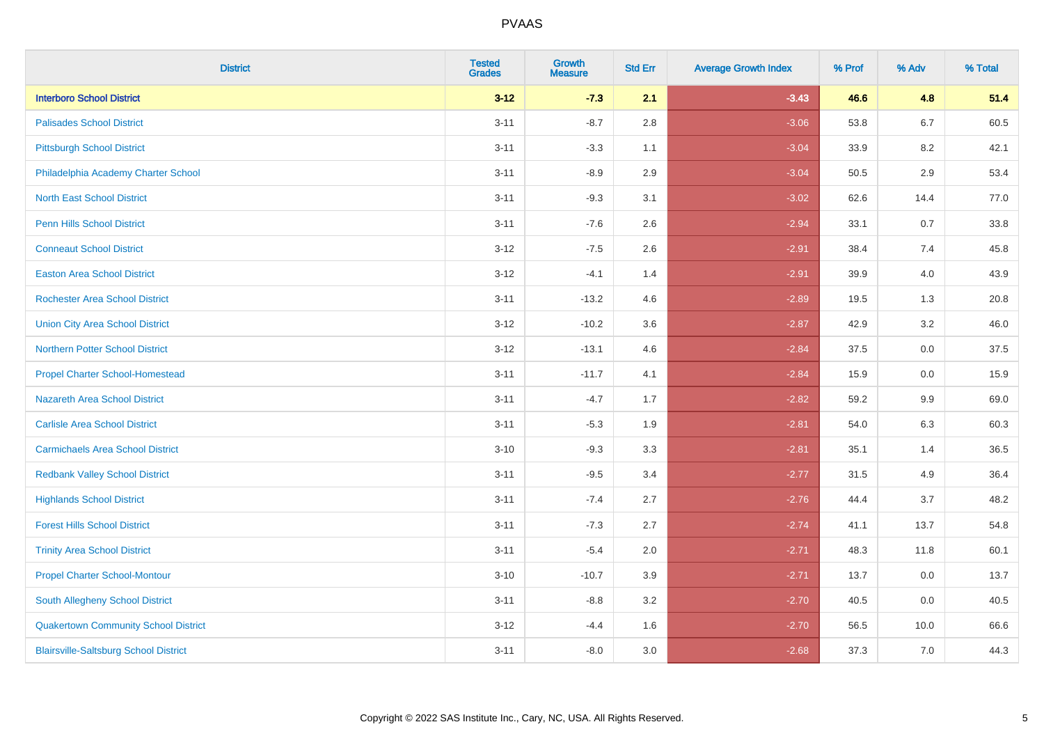| District | Tested Grades | Growth Measure | Std Err | Average Growth Index | % Prof | % Adv | % Total |
|---|---|---|---|---|---|---|---|
| **Interboro School District** | **3-12** | **-7.3** | **2.1** | **-3.43** | **46.6** | **4.8** | **51.4** |
| Palisades School District | 3-11 | -8.7 | 2.8 | -3.06 | 53.8 | 6.7 | 60.5 |
| Pittsburgh School District | 3-11 | -3.3 | 1.1 | -3.04 | 33.9 | 8.2 | 42.1 |
| Philadelphia Academy Charter School | 3-11 | -8.9 | 2.9 | -3.04 | 50.5 | 2.9 | 53.4 |
| North East School District | 3-11 | -9.3 | 3.1 | -3.02 | 62.6 | 14.4 | 77.0 |
| Penn Hills School District | 3-11 | -7.6 | 2.6 | -2.94 | 33.1 | 0.7 | 33.8 |
| Conneaut School District | 3-12 | -7.5 | 2.6 | -2.91 | 38.4 | 7.4 | 45.8 |
| Easton Area School District | 3-12 | -4.1 | 1.4 | -2.91 | 39.9 | 4.0 | 43.9 |
| Rochester Area School District | 3-11 | -13.2 | 4.6 | -2.89 | 19.5 | 1.3 | 20.8 |
| Union City Area School District | 3-12 | -10.2 | 3.6 | -2.87 | 42.9 | 3.2 | 46.0 |
| Northern Potter School District | 3-12 | -13.1 | 4.6 | -2.84 | 37.5 | 0.0 | 37.5 |
| Propel Charter School-Homestead | 3-11 | -11.7 | 4.1 | -2.84 | 15.9 | 0.0 | 15.9 |
| Nazareth Area School District | 3-11 | -4.7 | 1.7 | -2.82 | 59.2 | 9.9 | 69.0 |
| Carlisle Area School District | 3-11 | -5.3 | 1.9 | -2.81 | 54.0 | 6.3 | 60.3 |
| Carmichaels Area School District | 3-10 | -9.3 | 3.3 | -2.81 | 35.1 | 1.4 | 36.5 |
| Redbank Valley School District | 3-11 | -9.5 | 3.4 | -2.77 | 31.5 | 4.9 | 36.4 |
| Highlands School District | 3-11 | -7.4 | 2.7 | -2.76 | 44.4 | 3.7 | 48.2 |
| Forest Hills School District | 3-11 | -7.3 | 2.7 | -2.74 | 41.1 | 13.7 | 54.8 |
| Trinity Area School District | 3-11 | -5.4 | 2.0 | -2.71 | 48.3 | 11.8 | 60.1 |
| Propel Charter School-Montour | 3-10 | -10.7 | 3.9 | -2.71 | 13.7 | 0.0 | 13.7 |
| South Allegheny School District | 3-11 | -8.8 | 3.2 | -2.70 | 40.5 | 0.0 | 40.5 |
| Quakertown Community School District | 3-12 | -4.4 | 1.6 | -2.70 | 56.5 | 10.0 | 66.6 |
| Blairsville-Saltsburg School District | 3-11 | -8.0 | 3.0 | -2.68 | 37.3 | 7.0 | 44.3 |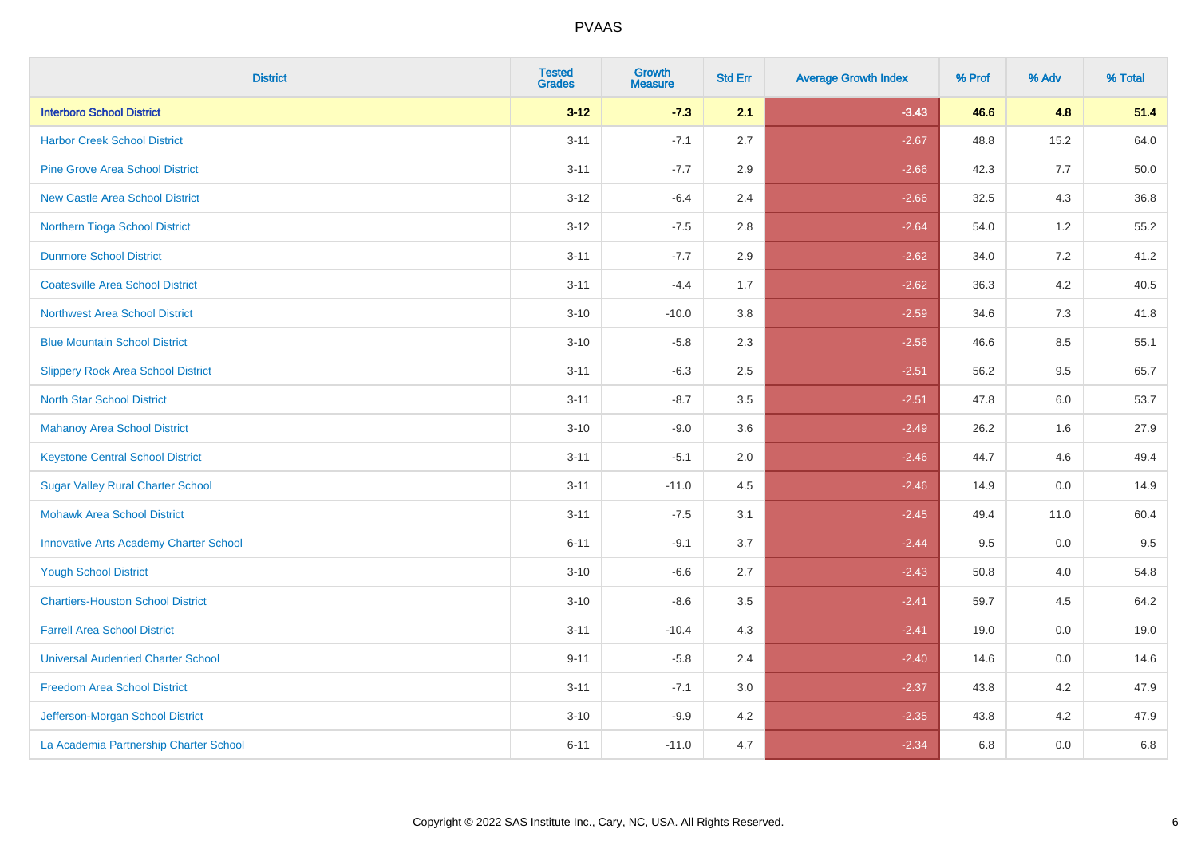# PVAAS

| District | Tested Grades | Growth Measure | Std Err | Average Growth Index | % Prof | % Adv | % Total |
|---|---|---|---|---|---|---|---|
| **Interboro School District** | **3-12** | **-7.3** | **2.1** | **-3.43** | **46.6** | **4.8** | **51.4** |
| Harbor Creek School District | 3-11 | -7.1 | 2.7 | -2.67 | 48.8 | 15.2 | 64.0 |
| Pine Grove Area School District | 3-11 | -7.7 | 2.9 | -2.66 | 42.3 | 7.7 | 50.0 |
| New Castle Area School District | 3-12 | -6.4 | 2.4 | -2.66 | 32.5 | 4.3 | 36.8 |
| Northern Tioga School District | 3-12 | -7.5 | 2.8 | -2.64 | 54.0 | 1.2 | 55.2 |
| Dunmore School District | 3-11 | -7.7 | 2.9 | -2.62 | 34.0 | 7.2 | 41.2 |
| Coatesville Area School District | 3-11 | -4.4 | 1.7 | -2.62 | 36.3 | 4.2 | 40.5 |
| Northwest Area School District | 3-10 | -10.0 | 3.8 | -2.59 | 34.6 | 7.3 | 41.8 |
| Blue Mountain School District | 3-10 | -5.8 | 2.3 | -2.56 | 46.6 | 8.5 | 55.1 |
| Slippery Rock Area School District | 3-11 | -6.3 | 2.5 | -2.51 | 56.2 | 9.5 | 65.7 |
| North Star School District | 3-11 | -8.7 | 3.5 | -2.51 | 47.8 | 6.0 | 53.7 |
| Mahanoy Area School District | 3-10 | -9.0 | 3.6 | -2.49 | 26.2 | 1.6 | 27.9 |
| Keystone Central School District | 3-11 | -5.1 | 2.0 | -2.46 | 44.7 | 4.6 | 49.4 |
| Sugar Valley Rural Charter School | 3-11 | -11.0 | 4.5 | -2.46 | 14.9 | 0.0 | 14.9 |
| Mohawk Area School District | 3-11 | -7.5 | 3.1 | -2.45 | 49.4 | 11.0 | 60.4 |
| Innovative Arts Academy Charter School | 6-11 | -9.1 | 3.7 | -2.44 | 9.5 | 0.0 | 9.5 |
| Yough School District | 3-10 | -6.6 | 2.7 | -2.43 | 50.8 | 4.0 | 54.8 |
| Chartiers-Houston School District | 3-10 | -8.6 | 3.5 | -2.41 | 59.7 | 4.5 | 64.2 |
| Farrell Area School District | 3-11 | -10.4 | 4.3 | -2.41 | 19.0 | 0.0 | 19.0 |
| Universal Audenried Charter School | 9-11 | -5.8 | 2.4 | -2.40 | 14.6 | 0.0 | 14.6 |
| Freedom Area School District | 3-11 | -7.1 | 3.0 | -2.37 | 43.8 | 4.2 | 47.9 |
| Jefferson-Morgan School District | 3-10 | -9.9 | 4.2 | -2.35 | 43.8 | 4.2 | 47.9 |
| La Academia Partnership Charter School | 6-11 | -11.0 | 4.7 | -2.34 | 6.8 | 0.0 | 6.8 |

Copyright © 2022 SAS Institute Inc., Cary, NC, USA. All Rights Reserved.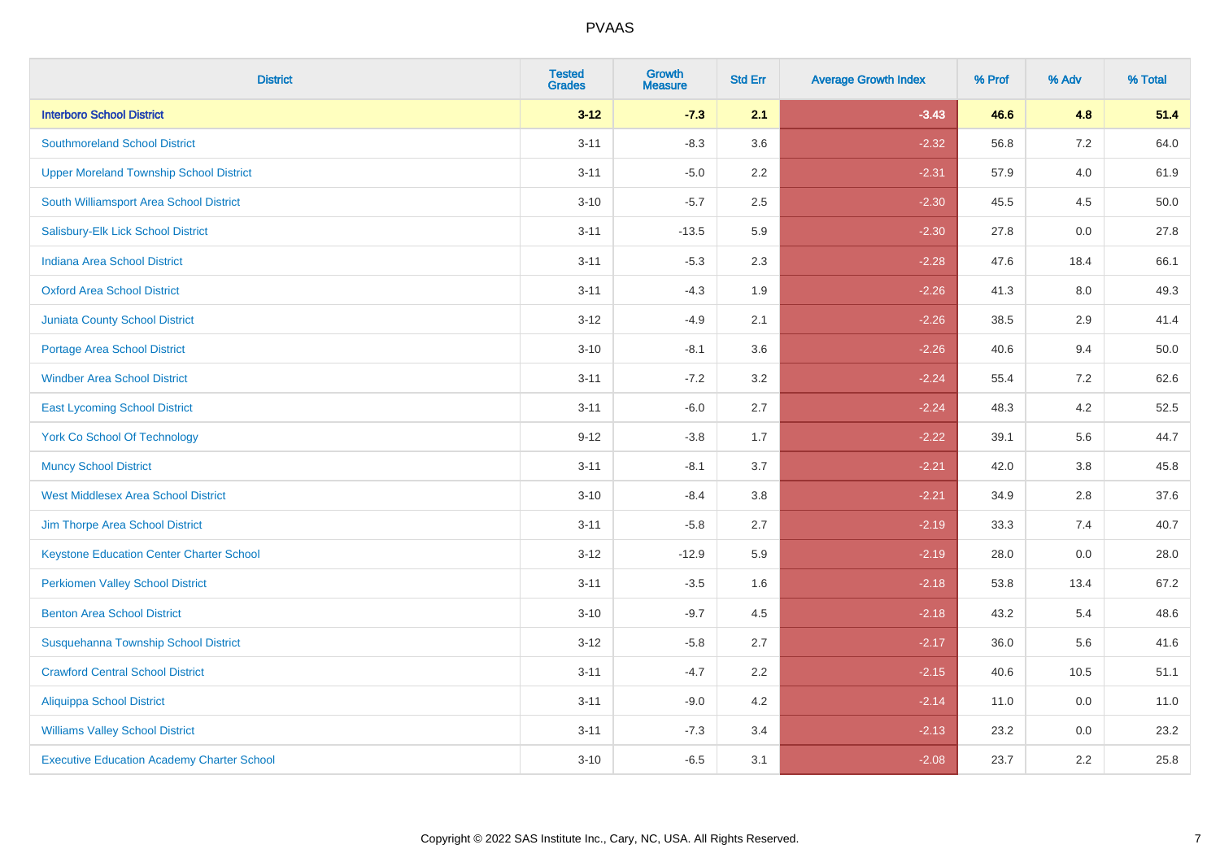| District | Tested Grades | Growth Measure | Std Err | Average Growth Index | % Prof | % Adv | % Total |
|---|---|---|---|---|---|---|---|
| **Interboro School District** | **3-12** | **-7.3** | **2.1** | **-3.43** | **46.6** | **4.8** | **51.4** |
| Southmoreland School District | 3-11 | -8.3 | 3.6 | -2.32 | 56.8 | 7.2 | 64.0 |
| Upper Moreland Township School District | 3-11 | -5.0 | 2.2 | -2.31 | 57.9 | 4.0 | 61.9 |
| South Williamsport Area School District | 3-10 | -5.7 | 2.5 | -2.30 | 45.5 | 4.5 | 50.0 |
| Salisbury-Elk Lick School District | 3-11 | -13.5 | 5.9 | -2.30 | 27.8 | 0.0 | 27.8 |
| Indiana Area School District | 3-11 | -5.3 | 2.3 | -2.28 | 47.6 | 18.4 | 66.1 |
| Oxford Area School District | 3-11 | -4.3 | 1.9 | -2.26 | 41.3 | 8.0 | 49.3 |
| Juniata County School District | 3-12 | -4.9 | 2.1 | -2.26 | 38.5 | 2.9 | 41.4 |
| Portage Area School District | 3-10 | -8.1 | 3.6 | -2.26 | 40.6 | 9.4 | 50.0 |
| Windber Area School District | 3-11 | -7.2 | 3.2 | -2.24 | 55.4 | 7.2 | 62.6 |
| East Lycoming School District | 3-11 | -6.0 | 2.7 | -2.24 | 48.3 | 4.2 | 52.5 |
| York Co School Of Technology | 9-12 | -3.8 | 1.7 | -2.22 | 39.1 | 5.6 | 44.7 |
| Muncy School District | 3-11 | -8.1 | 3.7 | -2.21 | 42.0 | 3.8 | 45.8 |
| West Middlesex Area School District | 3-10 | -8.4 | 3.8 | -2.21 | 34.9 | 2.8 | 37.6 |
| Jim Thorpe Area School District | 3-11 | -5.8 | 2.7 | -2.19 | 33.3 | 7.4 | 40.7 |
| Keystone Education Center Charter School | 3-12 | -12.9 | 5.9 | -2.19 | 28.0 | 0.0 | 28.0 |
| Perkiomen Valley School District | 3-11 | -3.5 | 1.6 | -2.18 | 53.8 | 13.4 | 67.2 |
| Benton Area School District | 3-10 | -9.7 | 4.5 | -2.18 | 43.2 | 5.4 | 48.6 |
| Susquehanna Township School District | 3-12 | -5.8 | 2.7 | -2.17 | 36.0 | 5.6 | 41.6 |
| Crawford Central School District | 3-11 | -4.7 | 2.2 | -2.15 | 40.6 | 10.5 | 51.1 |
| Aliquippa School District | 3-11 | -9.0 | 4.2 | -2.14 | 11.0 | 0.0 | 11.0 |
| Williams Valley School District | 3-11 | -7.3 | 3.4 | -2.13 | 23.2 | 0.0 | 23.2 |
| Executive Education Academy Charter School | 3-10 | -6.5 | 3.1 | -2.08 | 23.7 | 2.2 | 25.8 |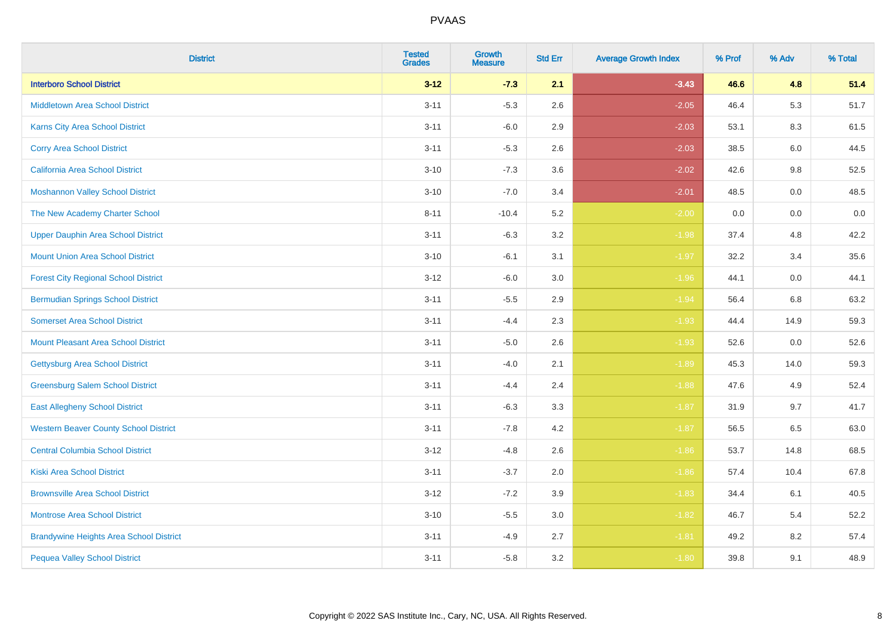| District | Tested Grades | Growth Measure | Std Err | Average Growth Index | % Prof | % Adv | % Total |
|---|---|---|---|---|---|---|---|
| **Interboro School District** | **3-12** | **-7.3** | **2.1** | **-3.43** | **46.6** | **4.8** | **51.4** |
| Middletown Area School District | 3-11 | -5.3 | 2.6 | -2.05 | 46.4 | 5.3 | 51.7 |
| Karns City Area School District | 3-11 | -6.0 | 2.9 | -2.03 | 53.1 | 8.3 | 61.5 |
| Corry Area School District | 3-11 | -5.3 | 2.6 | -2.03 | 38.5 | 6.0 | 44.5 |
| California Area School District | 3-10 | -7.3 | 3.6 | -2.02 | 42.6 | 9.8 | 52.5 |
| Moshannon Valley School District | 3-10 | -7.0 | 3.4 | -2.01 | 48.5 | 0.0 | 48.5 |
| The New Academy Charter School | 8-11 | -10.4 | 5.2 | -2.00 | 0.0 | 0.0 | 0.0 |
| Upper Dauphin Area School District | 3-11 | -6.3 | 3.2 | -1.98 | 37.4 | 4.8 | 42.2 |
| Mount Union Area School District | 3-10 | -6.1 | 3.1 | -1.97 | 32.2 | 3.4 | 35.6 |
| Forest City Regional School District | 3-12 | -6.0 | 3.0 | -1.96 | 44.1 | 0.0 | 44.1 |
| Bermudian Springs School District | 3-11 | -5.5 | 2.9 | -1.94 | 56.4 | 6.8 | 63.2 |
| Somerset Area School District | 3-11 | -4.4 | 2.3 | -1.93 | 44.4 | 14.9 | 59.3 |
| Mount Pleasant Area School District | 3-11 | -5.0 | 2.6 | -1.93 | 52.6 | 0.0 | 52.6 |
| Gettysburg Area School District | 3-11 | -4.0 | 2.1 | -1.89 | 45.3 | 14.0 | 59.3 |
| Greensburg Salem School District | 3-11 | -4.4 | 2.4 | -1.88 | 47.6 | 4.9 | 52.4 |
| East Allegheny School District | 3-11 | -6.3 | 3.3 | -1.87 | 31.9 | 9.7 | 41.7 |
| Western Beaver County School District | 3-11 | -7.8 | 4.2 | -1.87 | 56.5 | 6.5 | 63.0 |
| Central Columbia School District | 3-12 | -4.8 | 2.6 | -1.86 | 53.7 | 14.8 | 68.5 |
| Kiski Area School District | 3-11 | -3.7 | 2.0 | -1.86 | 57.4 | 10.4 | 67.8 |
| Brownsville Area School District | 3-12 | -7.2 | 3.9 | -1.83 | 34.4 | 6.1 | 40.5 |
| Montrose Area School District | 3-10 | -5.5 | 3.0 | -1.82 | 46.7 | 5.4 | 52.2 |
| Brandywine Heights Area School District | 3-11 | -4.9 | 2.7 | -1.81 | 49.2 | 8.2 | 57.4 |
| Pequea Valley School District | 3-11 | -5.8 | 3.2 | -1.80 | 39.8 | 9.1 | 48.9 |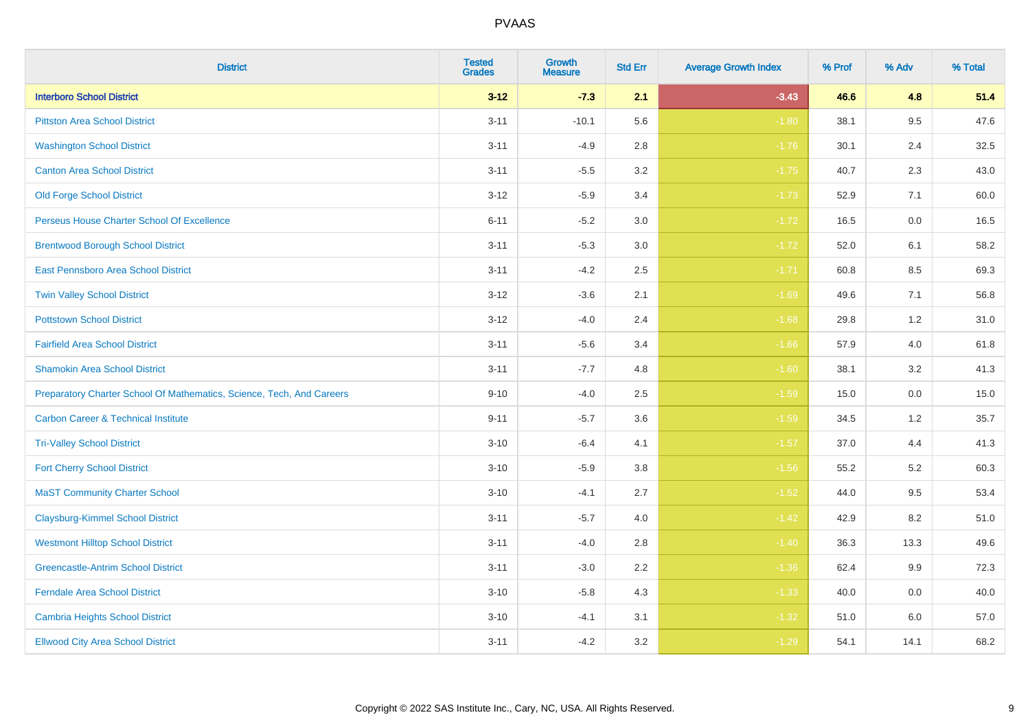| District | Tested Grades | Growth Measure | Std Err | Average Growth Index | % Prof | % Adv | % Total |
|---|---|---|---|---|---|---|---|
| **Interboro School District** | **3-12** | **-7.3** | **2.1** | **-3.43** | **46.6** | **4.8** | **51.4** |
| Pittston Area School District | 3-11 | -10.1 | 5.6 | -1.80 | 38.1 | 9.5 | 47.6 |
| Washington School District | 3-11 | -4.9 | 2.8 | -1.76 | 30.1 | 2.4 | 32.5 |
| Canton Area School District | 3-11 | -5.5 | 3.2 | -1.75 | 40.7 | 2.3 | 43.0 |
| Old Forge School District | 3-12 | -5.9 | 3.4 | -1.73 | 52.9 | 7.1 | 60.0 |
| Perseus House Charter School Of Excellence | 6-11 | -5.2 | 3.0 | -1.72 | 16.5 | 0.0 | 16.5 |
| Brentwood Borough School District | 3-11 | -5.3 | 3.0 | -1.72 | 52.0 | 6.1 | 58.2 |
| East Pennsboro Area School District | 3-11 | -4.2 | 2.5 | -1.71 | 60.8 | 8.5 | 69.3 |
| Twin Valley School District | 3-12 | -3.6 | 2.1 | -1.69 | 49.6 | 7.1 | 56.8 |
| Pottstown School District | 3-12 | -4.0 | 2.4 | -1.68 | 29.8 | 1.2 | 31.0 |
| Fairfield Area School District | 3-11 | -5.6 | 3.4 | -1.66 | 57.9 | 4.0 | 61.8 |
| Shamokin Area School District | 3-11 | -7.7 | 4.8 | -1.60 | 38.1 | 3.2 | 41.3 |
| Preparatory Charter School Of Mathematics, Science, Tech, And Careers | 9-10 | -4.0 | 2.5 | -1.59 | 15.0 | 0.0 | 15.0 |
| Carbon Career & Technical Institute | 9-11 | -5.7 | 3.6 | -1.59 | 34.5 | 1.2 | 35.7 |
| Tri-Valley School District | 3-10 | -6.4 | 4.1 | -1.57 | 37.0 | 4.4 | 41.3 |
| Fort Cherry School District | 3-10 | -5.9 | 3.8 | -1.56 | 55.2 | 5.2 | 60.3 |
| MaST Community Charter School | 3-10 | -4.1 | 2.7 | -1.52 | 44.0 | 9.5 | 53.4 |
| Claysburg-Kimmel School District | 3-11 | -5.7 | 4.0 | -1.42 | 42.9 | 8.2 | 51.0 |
| Westmont Hilltop School District | 3-11 | -4.0 | 2.8 | -1.40 | 36.3 | 13.3 | 49.6 |
| Greencastle-Antrim School District | 3-11 | -3.0 | 2.2 | -1.36 | 62.4 | 9.9 | 72.3 |
| Ferndale Area School District | 3-10 | -5.8 | 4.3 | -1.33 | 40.0 | 0.0 | 40.0 |
| Cambria Heights School District | 3-10 | -4.1 | 3.1 | -1.32 | 51.0 | 6.0 | 57.0 |
| Ellwood City Area School District | 3-11 | -4.2 | 3.2 | -1.29 | 54.1 | 14.1 | 68.2 |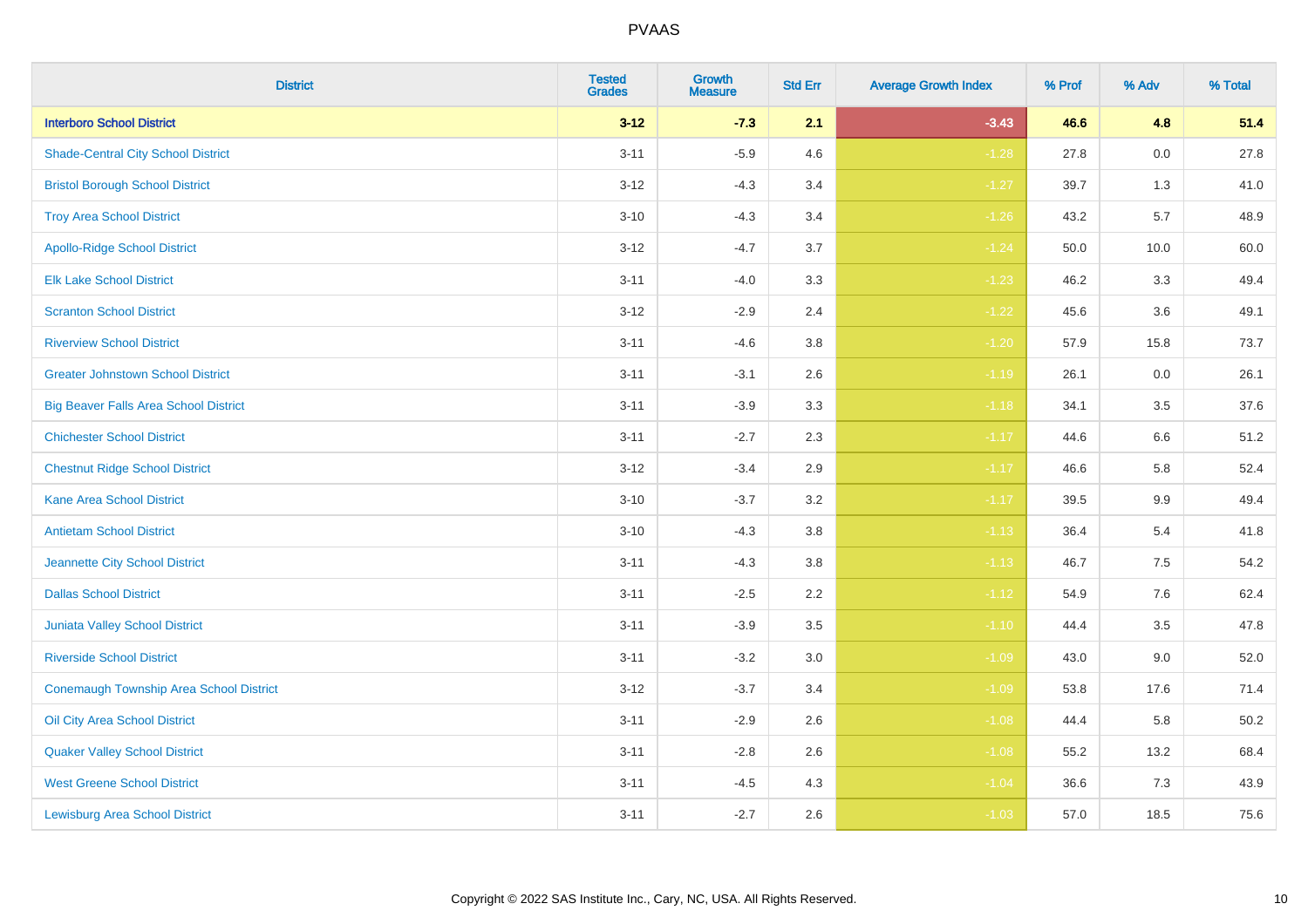| District | Tested Grades | Growth Measure | Std Err | Average Growth Index | % Prof | % Adv | % Total |
|---|---|---|---|---|---|---|---|
| **Interboro School District** | **3-12** | **-7.3** | **2.1** | **-3.43** | **46.6** | **4.8** | **51.4** |
| Shade-Central City School District | 3-11 | -5.9 | 4.6 | -1.28 | 27.8 | 0.0 | 27.8 |
| Bristol Borough School District | 3-12 | -4.3 | 3.4 | -1.27 | 39.7 | 1.3 | 41.0 |
| Troy Area School District | 3-10 | -4.3 | 3.4 | -1.26 | 43.2 | 5.7 | 48.9 |
| Apollo-Ridge School District | 3-12 | -4.7 | 3.7 | -1.24 | 50.0 | 10.0 | 60.0 |
| Elk Lake School District | 3-11 | -4.0 | 3.3 | -1.23 | 46.2 | 3.3 | 49.4 |
| Scranton School District | 3-12 | -2.9 | 2.4 | -1.22 | 45.6 | 3.6 | 49.1 |
| Riverview School District | 3-11 | -4.6 | 3.8 | -1.20 | 57.9 | 15.8 | 73.7 |
| Greater Johnstown School District | 3-11 | -3.1 | 2.6 | -1.19 | 26.1 | 0.0 | 26.1 |
| Big Beaver Falls Area School District | 3-11 | -3.9 | 3.3 | -1.18 | 34.1 | 3.5 | 37.6 |
| Chichester School District | 3-11 | -2.7 | 2.3 | -1.17 | 44.6 | 6.6 | 51.2 |
| Chestnut Ridge School District | 3-12 | -3.4 | 2.9 | -1.17 | 46.6 | 5.8 | 52.4 |
| Kane Area School District | 3-10 | -3.7 | 3.2 | -1.17 | 39.5 | 9.9 | 49.4 |
| Antietam School District | 3-10 | -4.3 | 3.8 | -1.13 | 36.4 | 5.4 | 41.8 |
| Jeannette City School District | 3-11 | -4.3 | 3.8 | -1.13 | 46.7 | 7.5 | 54.2 |
| Dallas School District | 3-11 | -2.5 | 2.2 | -1.12 | 54.9 | 7.6 | 62.4 |
| Juniata Valley School District | 3-11 | -3.9 | 3.5 | -1.10 | 44.4 | 3.5 | 47.8 |
| Riverside School District | 3-11 | -3.2 | 3.0 | -1.09 | 43.0 | 9.0 | 52.0 |
| Conemaugh Township Area School District | 3-12 | -3.7 | 3.4 | -1.09 | 53.8 | 17.6 | 71.4 |
| Oil City Area School District | 3-11 | -2.9 | 2.6 | -1.08 | 44.4 | 5.8 | 50.2 |
| Quaker Valley School District | 3-11 | -2.8 | 2.6 | -1.08 | 55.2 | 13.2 | 68.4 |
| West Greene School District | 3-11 | -4.5 | 4.3 | -1.04 | 36.6 | 7.3 | 43.9 |
| Lewisburg Area School District | 3-11 | -2.7 | 2.6 | -1.03 | 57.0 | 18.5 | 75.6 |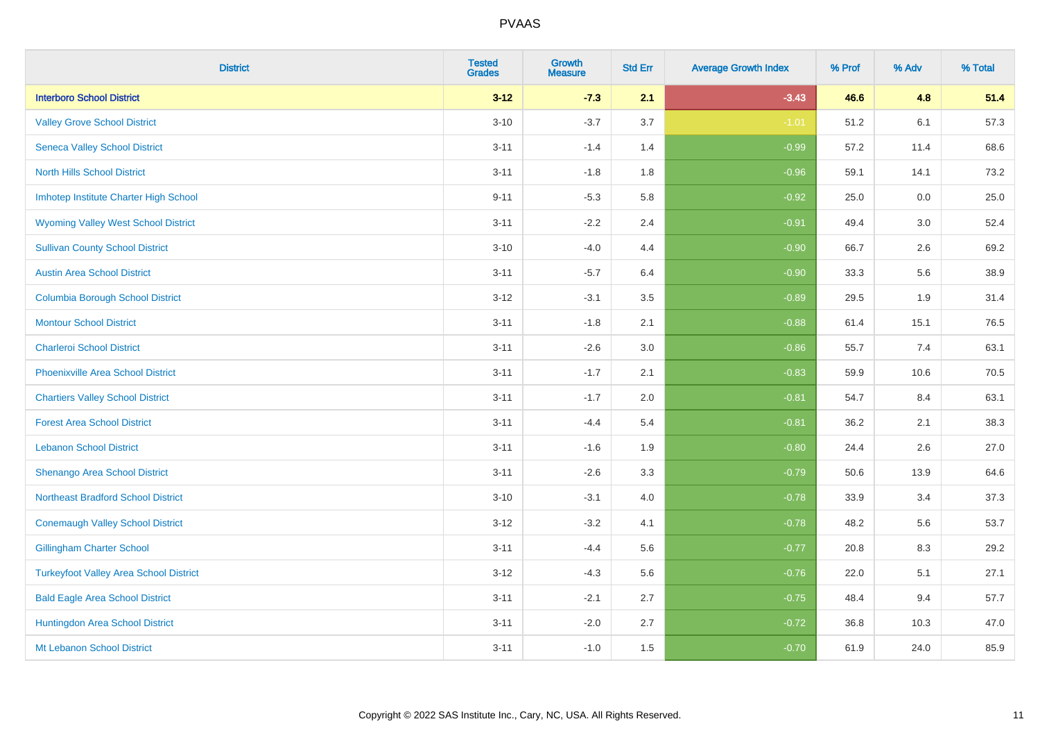# PVAAS

| District | Tested Grades | Growth Measure | Std Err | Average Growth Index | % Prof | % Adv | % Total |
|---|---|---|---|---|---|---|---|
| **Interboro School District** | **3-12** | **-7.3** | **2.1** | **-3.43** | **46.6** | **4.8** | **51.4** |
| Valley Grove School District | 3-10 | -3.7 | 3.7 | -1.01 | 51.2 | 6.1 | 57.3 |
| Seneca Valley School District | 3-11 | -1.4 | 1.4 | -0.99 | 57.2 | 11.4 | 68.6 |
| North Hills School District | 3-11 | -1.8 | 1.8 | -0.96 | 59.1 | 14.1 | 73.2 |
| Imhotep Institute Charter High School | 9-11 | -5.3 | 5.8 | -0.92 | 25.0 | 0.0 | 25.0 |
| Wyoming Valley West School District | 3-11 | -2.2 | 2.4 | -0.91 | 49.4 | 3.0 | 52.4 |
| Sullivan County School District | 3-10 | -4.0 | 4.4 | -0.90 | 66.7 | 2.6 | 69.2 |
| Austin Area School District | 3-11 | -5.7 | 6.4 | -0.90 | 33.3 | 5.6 | 38.9 |
| Columbia Borough School District | 3-12 | -3.1 | 3.5 | -0.89 | 29.5 | 1.9 | 31.4 |
| Montour School District | 3-11 | -1.8 | 2.1 | -0.88 | 61.4 | 15.1 | 76.5 |
| Charleroi School District | 3-11 | -2.6 | 3.0 | -0.86 | 55.7 | 7.4 | 63.1 |
| Phoenixville Area School District | 3-11 | -1.7 | 2.1 | -0.83 | 59.9 | 10.6 | 70.5 |
| Chartiers Valley School District | 3-11 | -1.7 | 2.0 | -0.81 | 54.7 | 8.4 | 63.1 |
| Forest Area School District | 3-11 | -4.4 | 5.4 | -0.81 | 36.2 | 2.1 | 38.3 |
| Lebanon School District | 3-11 | -1.6 | 1.9 | -0.80 | 24.4 | 2.6 | 27.0 |
| Shenango Area School District | 3-11 | -2.6 | 3.3 | -0.79 | 50.6 | 13.9 | 64.6 |
| Northeast Bradford School District | 3-10 | -3.1 | 4.0 | -0.78 | 33.9 | 3.4 | 37.3 |
| Conemaugh Valley School District | 3-12 | -3.2 | 4.1 | -0.78 | 48.2 | 5.6 | 53.7 |
| Gillingham Charter School | 3-11 | -4.4 | 5.6 | -0.77 | 20.8 | 8.3 | 29.2 |
| Turkeyfoot Valley Area School District | 3-12 | -4.3 | 5.6 | -0.76 | 22.0 | 5.1 | 27.1 |
| Bald Eagle Area School District | 3-11 | -2.1 | 2.7 | -0.75 | 48.4 | 9.4 | 57.7 |
| Huntingdon Area School District | 3-11 | -2.0 | 2.7 | -0.72 | 36.8 | 10.3 | 47.0 |
| Mt Lebanon School District | 3-11 | -1.0 | 1.5 | -0.70 | 61.9 | 24.0 | 85.9 |

Copyright © 2022 SAS Institute Inc., Cary, NC, USA. All Rights Reserved.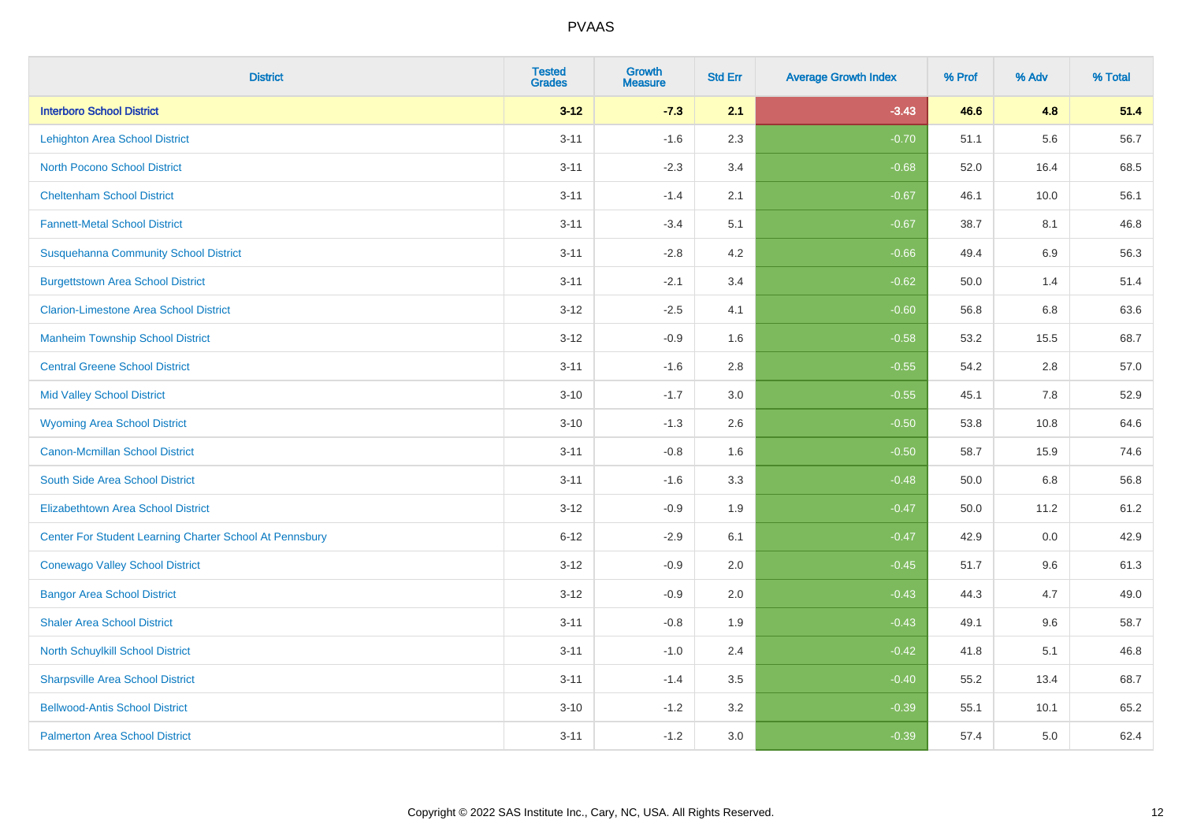PVAAS

| District | Tested Grades | Growth Measure | Std Err | Average Growth Index | % Prof | % Adv | % Total |
|---|---|---|---|---|---|---|---|
| **Interboro School District** | **3-12** | **-7.3** | **2.1** | **-3.43** | **46.6** | **4.8** | **51.4** |
| Lehighton Area School District | 3-11 | -1.6 | 2.3 | -0.70 | 51.1 | 5.6 | 56.7 |
| North Pocono School District | 3-11 | -2.3 | 3.4 | -0.68 | 52.0 | 16.4 | 68.5 |
| Cheltenham School District | 3-11 | -1.4 | 2.1 | -0.67 | 46.1 | 10.0 | 56.1 |
| Fannett-Metal School District | 3-11 | -3.4 | 5.1 | -0.67 | 38.7 | 8.1 | 46.8 |
| Susquehanna Community School District | 3-11 | -2.8 | 4.2 | -0.66 | 49.4 | 6.9 | 56.3 |
| Burgettstown Area School District | 3-11 | -2.1 | 3.4 | -0.62 | 50.0 | 1.4 | 51.4 |
| Clarion-Limestone Area School District | 3-12 | -2.5 | 4.1 | -0.60 | 56.8 | 6.8 | 63.6 |
| Manheim Township School District | 3-12 | -0.9 | 1.6 | -0.58 | 53.2 | 15.5 | 68.7 |
| Central Greene School District | 3-11 | -1.6 | 2.8 | -0.55 | 54.2 | 2.8 | 57.0 |
| Mid Valley School District | 3-10 | -1.7 | 3.0 | -0.55 | 45.1 | 7.8 | 52.9 |
| Wyoming Area School District | 3-10 | -1.3 | 2.6 | -0.50 | 53.8 | 10.8 | 64.6 |
| Canon-Mcmillan School District | 3-11 | -0.8 | 1.6 | -0.50 | 58.7 | 15.9 | 74.6 |
| South Side Area School District | 3-11 | -1.6 | 3.3 | -0.48 | 50.0 | 6.8 | 56.8 |
| Elizabethtown Area School District | 3-12 | -0.9 | 1.9 | -0.47 | 50.0 | 11.2 | 61.2 |
| Center For Student Learning Charter School At Pennsbury | 6-12 | -2.9 | 6.1 | -0.47 | 42.9 | 0.0 | 42.9 |
| Conewago Valley School District | 3-12 | -0.9 | 2.0 | -0.45 | 51.7 | 9.6 | 61.3 |
| Bangor Area School District | 3-12 | -0.9 | 2.0 | -0.43 | 44.3 | 4.7 | 49.0 |
| Shaler Area School District | 3-11 | -0.8 | 1.9 | -0.43 | 49.1 | 9.6 | 58.7 |
| North Schuylkill School District | 3-11 | -1.0 | 2.4 | -0.42 | 41.8 | 5.1 | 46.8 |
| Sharpsville Area School District | 3-11 | -1.4 | 3.5 | -0.40 | 55.2 | 13.4 | 68.7 |
| Bellwood-Antis School District | 3-10 | -1.2 | 3.2 | -0.39 | 55.1 | 10.1 | 65.2 |
| Palmerton Area School District | 3-11 | -1.2 | 3.0 | -0.39 | 57.4 | 5.0 | 62.4 |

Copyright © 2022 SAS Institute Inc., Cary, NC, USA. All Rights Reserved.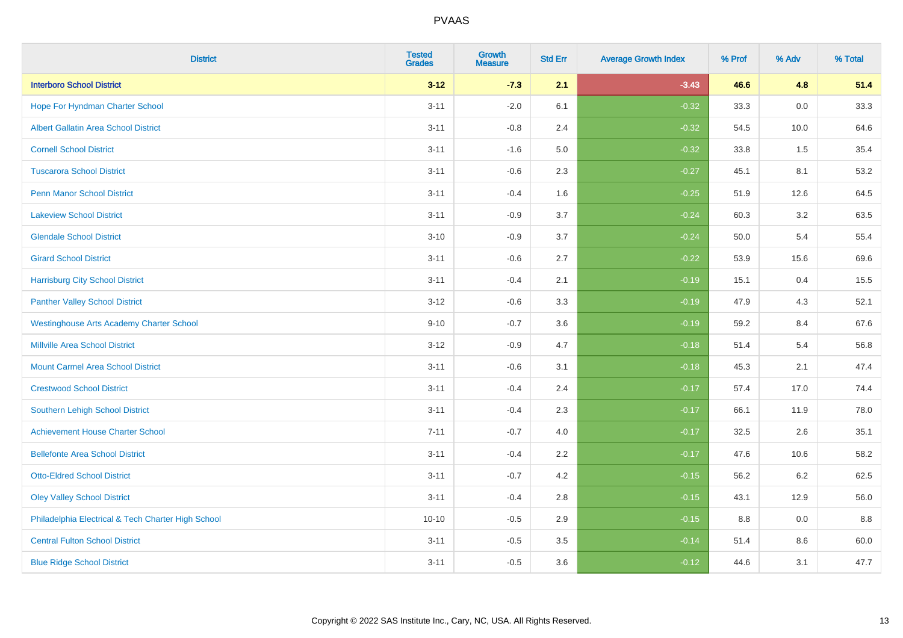| District | Tested Grades | Growth Measure | Std Err | Average Growth Index | % Prof | % Adv | % Total |
|---|---|---|---|---|---|---|---|
| **Interboro School District** | **3-12** | **-7.3** | **2.1** | **-3.43** | **46.6** | **4.8** | **51.4** |
| Hope For Hyndman Charter School | 3-11 | -2.0 | 6.1 | -0.32 | 33.3 | 0.0 | 33.3 |
| Albert Gallatin Area School District | 3-11 | -0.8 | 2.4 | -0.32 | 54.5 | 10.0 | 64.6 |
| Cornell School District | 3-11 | -1.6 | 5.0 | -0.32 | 33.8 | 1.5 | 35.4 |
| Tuscarora School District | 3-11 | -0.6 | 2.3 | -0.27 | 45.1 | 8.1 | 53.2 |
| Penn Manor School District | 3-11 | -0.4 | 1.6 | -0.25 | 51.9 | 12.6 | 64.5 |
| Lakeview School District | 3-11 | -0.9 | 3.7 | -0.24 | 60.3 | 3.2 | 63.5 |
| Glendale School District | 3-10 | -0.9 | 3.7 | -0.24 | 50.0 | 5.4 | 55.4 |
| Girard School District | 3-11 | -0.6 | 2.7 | -0.22 | 53.9 | 15.6 | 69.6 |
| Harrisburg City School District | 3-11 | -0.4 | 2.1 | -0.19 | 15.1 | 0.4 | 15.5 |
| Panther Valley School District | 3-12 | -0.6 | 3.3 | -0.19 | 47.9 | 4.3 | 52.1 |
| Westinghouse Arts Academy Charter School | 9-10 | -0.7 | 3.6 | -0.19 | 59.2 | 8.4 | 67.6 |
| Millville Area School District | 3-12 | -0.9 | 4.7 | -0.18 | 51.4 | 5.4 | 56.8 |
| Mount Carmel Area School District | 3-11 | -0.6 | 3.1 | -0.18 | 45.3 | 2.1 | 47.4 |
| Crestwood School District | 3-11 | -0.4 | 2.4 | -0.17 | 57.4 | 17.0 | 74.4 |
| Southern Lehigh School District | 3-11 | -0.4 | 2.3 | -0.17 | 66.1 | 11.9 | 78.0 |
| Achievement House Charter School | 7-11 | -0.7 | 4.0 | -0.17 | 32.5 | 2.6 | 35.1 |
| Bellefonte Area School District | 3-11 | -0.4 | 2.2 | -0.17 | 47.6 | 10.6 | 58.2 |
| Otto-Eldred School District | 3-11 | -0.7 | 4.2 | -0.15 | 56.2 | 6.2 | 62.5 |
| Oley Valley School District | 3-11 | -0.4 | 2.8 | -0.15 | 43.1 | 12.9 | 56.0 |
| Philadelphia Electrical & Tech Charter High School | 10-10 | -0.5 | 2.9 | -0.15 | 8.8 | 0.0 | 8.8 |
| Central Fulton School District | 3-11 | -0.5 | 3.5 | -0.14 | 51.4 | 8.6 | 60.0 |
| Blue Ridge School District | 3-11 | -0.5 | 3.6 | -0.12 | 44.6 | 3.1 | 47.7 |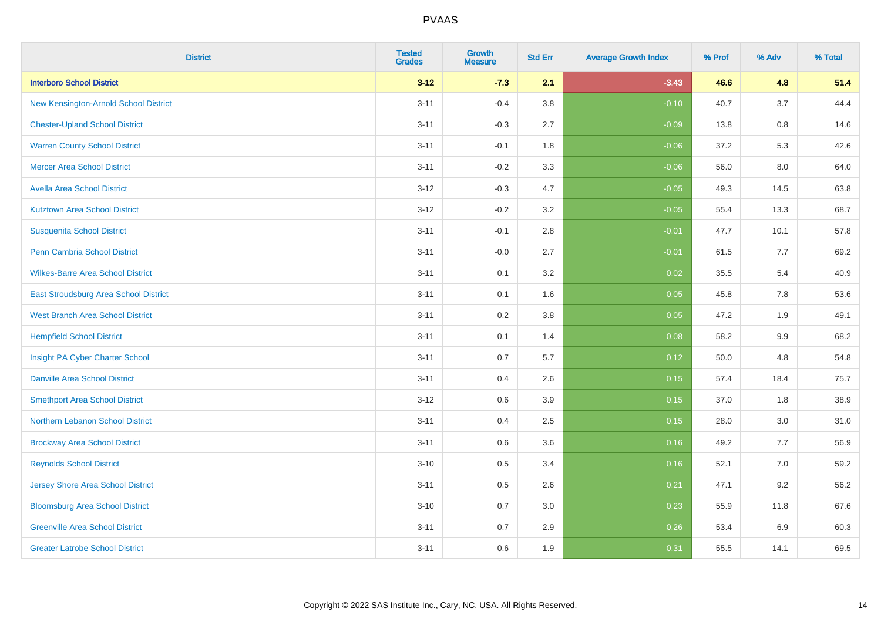| District | Tested Grades | Growth Measure | Std Err | Average Growth Index | % Prof | % Adv | % Total |
|---|---|---|---|---|---|---|---|
| **Interboro School District** | **3-12** | **-7.3** | **2.1** | **-3.43** | **46.6** | **4.8** | **51.4** |
| New Kensington-Arnold School District | 3-11 | -0.4 | 3.8 | -0.10 | 40.7 | 3.7 | 44.4 |
| Chester-Upland School District | 3-11 | -0.3 | 2.7 | -0.09 | 13.8 | 0.8 | 14.6 |
| Warren County School District | 3-11 | -0.1 | 1.8 | -0.06 | 37.2 | 5.3 | 42.6 |
| Mercer Area School District | 3-11 | -0.2 | 3.3 | -0.06 | 56.0 | 8.0 | 64.0 |
| Avella Area School District | 3-12 | -0.3 | 4.7 | -0.05 | 49.3 | 14.5 | 63.8 |
| Kutztown Area School District | 3-12 | -0.2 | 3.2 | -0.05 | 55.4 | 13.3 | 68.7 |
| Susquenita School District | 3-11 | -0.1 | 2.8 | -0.01 | 47.7 | 10.1 | 57.8 |
| Penn Cambria School District | 3-11 | -0.0 | 2.7 | -0.01 | 61.5 | 7.7 | 69.2 |
| Wilkes-Barre Area School District | 3-11 | 0.1 | 3.2 | 0.02 | 35.5 | 5.4 | 40.9 |
| East Stroudsburg Area School District | 3-11 | 0.1 | 1.6 | 0.05 | 45.8 | 7.8 | 53.6 |
| West Branch Area School District | 3-11 | 0.2 | 3.8 | 0.05 | 47.2 | 1.9 | 49.1 |
| Hempfield School District | 3-11 | 0.1 | 1.4 | 0.08 | 58.2 | 9.9 | 68.2 |
| Insight PA Cyber Charter School | 3-11 | 0.7 | 5.7 | 0.12 | 50.0 | 4.8 | 54.8 |
| Danville Area School District | 3-11 | 0.4 | 2.6 | 0.15 | 57.4 | 18.4 | 75.7 |
| Smethport Area School District | 3-12 | 0.6 | 3.9 | 0.15 | 37.0 | 1.8 | 38.9 |
| Northern Lebanon School District | 3-11 | 0.4 | 2.5 | 0.15 | 28.0 | 3.0 | 31.0 |
| Brockway Area School District | 3-11 | 0.6 | 3.6 | 0.16 | 49.2 | 7.7 | 56.9 |
| Reynolds School District | 3-10 | 0.5 | 3.4 | 0.16 | 52.1 | 7.0 | 59.2 |
| Jersey Shore Area School District | 3-11 | 0.5 | 2.6 | 0.21 | 47.1 | 9.2 | 56.2 |
| Bloomsburg Area School District | 3-10 | 0.7 | 3.0 | 0.23 | 55.9 | 11.8 | 67.6 |
| Greenville Area School District | 3-11 | 0.7 | 2.9 | 0.26 | 53.4 | 6.9 | 60.3 |
| Greater Latrobe School District | 3-11 | 0.6 | 1.9 | 0.31 | 55.5 | 14.1 | 69.5 |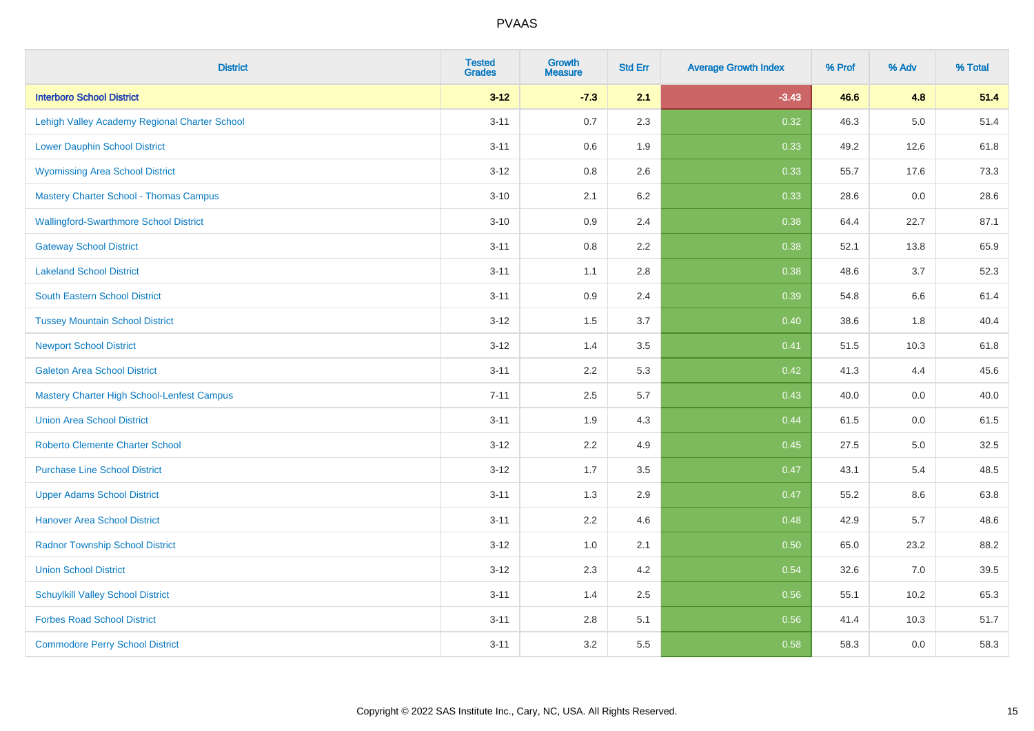# PVAAS

| District | Tested Grades | Growth Measure | Std Err | Average Growth Index | % Prof | % Adv | % Total |
|---|---|---|---|---|---|---|---|
| **Interboro School District** | **3-12** | **-7.3** | **2.1** | **-3.43** | **46.6** | **4.8** | **51.4** |
| Lehigh Valley Academy Regional Charter School | 3-11 | 0.7 | 2.3 | 0.32 | 46.3 | 5.0 | 51.4 |
| Lower Dauphin School District | 3-11 | 0.6 | 1.9 | 0.33 | 49.2 | 12.6 | 61.8 |
| Wyomissing Area School District | 3-12 | 0.8 | 2.6 | 0.33 | 55.7 | 17.6 | 73.3 |
| Mastery Charter School - Thomas Campus | 3-10 | 2.1 | 6.2 | 0.33 | 28.6 | 0.0 | 28.6 |
| Wallingford-Swarthmore School District | 3-10 | 0.9 | 2.4 | 0.38 | 64.4 | 22.7 | 87.1 |
| Gateway School District | 3-11 | 0.8 | 2.2 | 0.38 | 52.1 | 13.8 | 65.9 |
| Lakeland School District | 3-11 | 1.1 | 2.8 | 0.38 | 48.6 | 3.7 | 52.3 |
| South Eastern School District | 3-11 | 0.9 | 2.4 | 0.39 | 54.8 | 6.6 | 61.4 |
| Tussey Mountain School District | 3-12 | 1.5 | 3.7 | 0.40 | 38.6 | 1.8 | 40.4 |
| Newport School District | 3-12 | 1.4 | 3.5 | 0.41 | 51.5 | 10.3 | 61.8 |
| Galeton Area School District | 3-11 | 2.2 | 5.3 | 0.42 | 41.3 | 4.4 | 45.6 |
| Mastery Charter High School-Lenfest Campus | 7-11 | 2.5 | 5.7 | 0.43 | 40.0 | 0.0 | 40.0 |
| Union Area School District | 3-11 | 1.9 | 4.3 | 0.44 | 61.5 | 0.0 | 61.5 |
| Roberto Clemente Charter School | 3-12 | 2.2 | 4.9 | 0.45 | 27.5 | 5.0 | 32.5 |
| Purchase Line School District | 3-12 | 1.7 | 3.5 | 0.47 | 43.1 | 5.4 | 48.5 |
| Upper Adams School District | 3-11 | 1.3 | 2.9 | 0.47 | 55.2 | 8.6 | 63.8 |
| Hanover Area School District | 3-11 | 2.2 | 4.6 | 0.48 | 42.9 | 5.7 | 48.6 |
| Radnor Township School District | 3-12 | 1.0 | 2.1 | 0.50 | 65.0 | 23.2 | 88.2 |
| Union School District | 3-12 | 2.3 | 4.2 | 0.54 | 32.6 | 7.0 | 39.5 |
| Schuylkill Valley School District | 3-11 | 1.4 | 2.5 | 0.56 | 55.1 | 10.2 | 65.3 |
| Forbes Road School District | 3-11 | 2.8 | 5.1 | 0.56 | 41.4 | 10.3 | 51.7 |
| Commodore Perry School District | 3-11 | 3.2 | 5.5 | 0.58 | 58.3 | 0.0 | 58.3 |

Copyright © 2022 SAS Institute Inc., Cary, NC, USA. All Rights Reserved.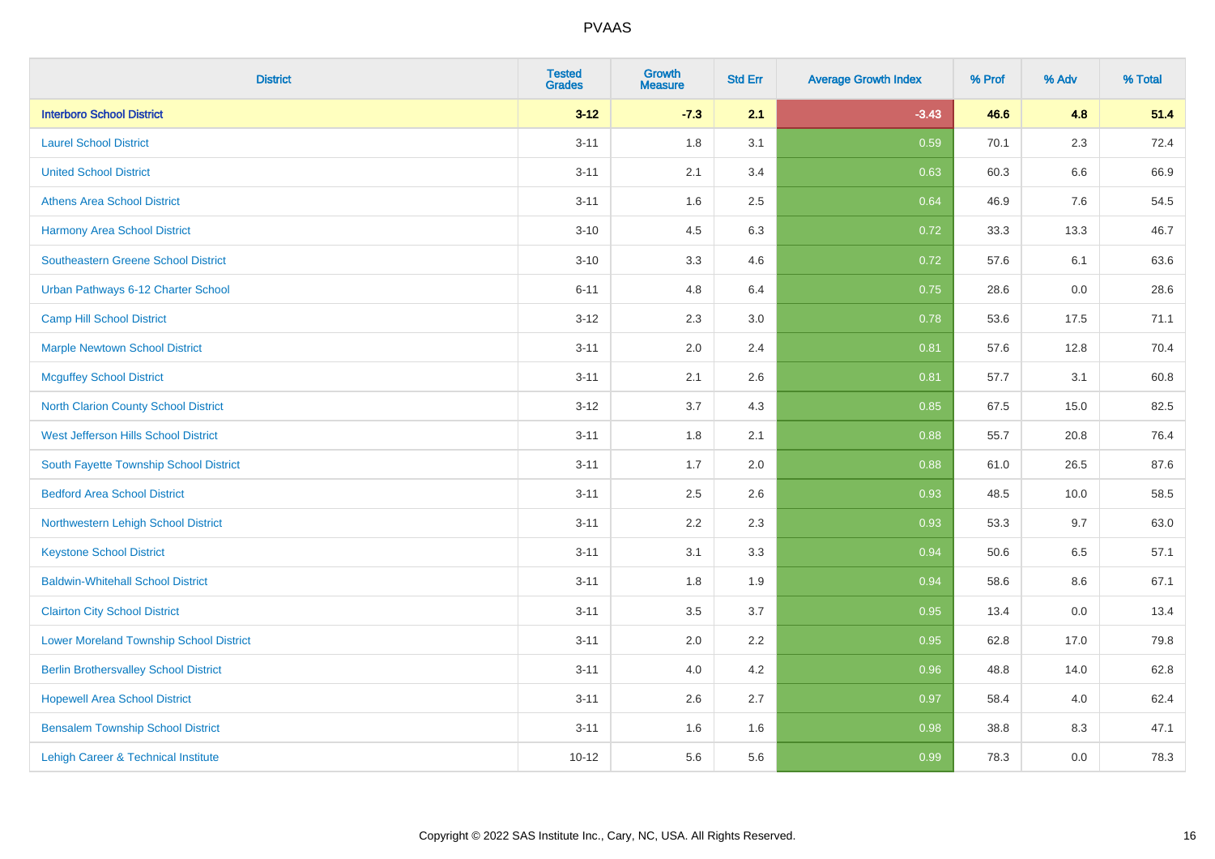| District | Tested Grades | Growth Measure | Std Err | Average Growth Index | % Prof | % Adv | % Total |
|---|---|---|---|---|---|---|---|
| **Interboro School District** | **3-12** | **-7.3** | **2.1** | **-3.43** | **46.6** | **4.8** | **51.4** |
| Laurel School District | 3-11 | 1.8 | 3.1 | 0.59 | 70.1 | 2.3 | 72.4 |
| United School District | 3-11 | 2.1 | 3.4 | 0.63 | 60.3 | 6.6 | 66.9 |
| Athens Area School District | 3-11 | 1.6 | 2.5 | 0.64 | 46.9 | 7.6 | 54.5 |
| Harmony Area School District | 3-10 | 4.5 | 6.3 | 0.72 | 33.3 | 13.3 | 46.7 |
| Southeastern Greene School District | 3-10 | 3.3 | 4.6 | 0.72 | 57.6 | 6.1 | 63.6 |
| Urban Pathways 6-12 Charter School | 6-11 | 4.8 | 6.4 | 0.75 | 28.6 | 0.0 | 28.6 |
| Camp Hill School District | 3-12 | 2.3 | 3.0 | 0.78 | 53.6 | 17.5 | 71.1 |
| Marple Newtown School District | 3-11 | 2.0 | 2.4 | 0.81 | 57.6 | 12.8 | 70.4 |
| Mcguffey School District | 3-11 | 2.1 | 2.6 | 0.81 | 57.7 | 3.1 | 60.8 |
| North Clarion County School District | 3-12 | 3.7 | 4.3 | 0.85 | 67.5 | 15.0 | 82.5 |
| West Jefferson Hills School District | 3-11 | 1.8 | 2.1 | 0.88 | 55.7 | 20.8 | 76.4 |
| South Fayette Township School District | 3-11 | 1.7 | 2.0 | 0.88 | 61.0 | 26.5 | 87.6 |
| Bedford Area School District | 3-11 | 2.5 | 2.6 | 0.93 | 48.5 | 10.0 | 58.5 |
| Northwestern Lehigh School District | 3-11 | 2.2 | 2.3 | 0.93 | 53.3 | 9.7 | 63.0 |
| Keystone School District | 3-11 | 3.1 | 3.3 | 0.94 | 50.6 | 6.5 | 57.1 |
| Baldwin-Whitehall School District | 3-11 | 1.8 | 1.9 | 0.94 | 58.6 | 8.6 | 67.1 |
| Clairton City School District | 3-11 | 3.5 | 3.7 | 0.95 | 13.4 | 0.0 | 13.4 |
| Lower Moreland Township School District | 3-11 | 2.0 | 2.2 | 0.95 | 62.8 | 17.0 | 79.8 |
| Berlin Brothersvalley School District | 3-11 | 4.0 | 4.2 | 0.96 | 48.8 | 14.0 | 62.8 |
| Hopewell Area School District | 3-11 | 2.6 | 2.7 | 0.97 | 58.4 | 4.0 | 62.4 |
| Bensalem Township School District | 3-11 | 1.6 | 1.6 | 0.98 | 38.8 | 8.3 | 47.1 |
| Lehigh Career & Technical Institute | 10-12 | 5.6 | 5.6 | 0.99 | 78.3 | 0.0 | 78.3 |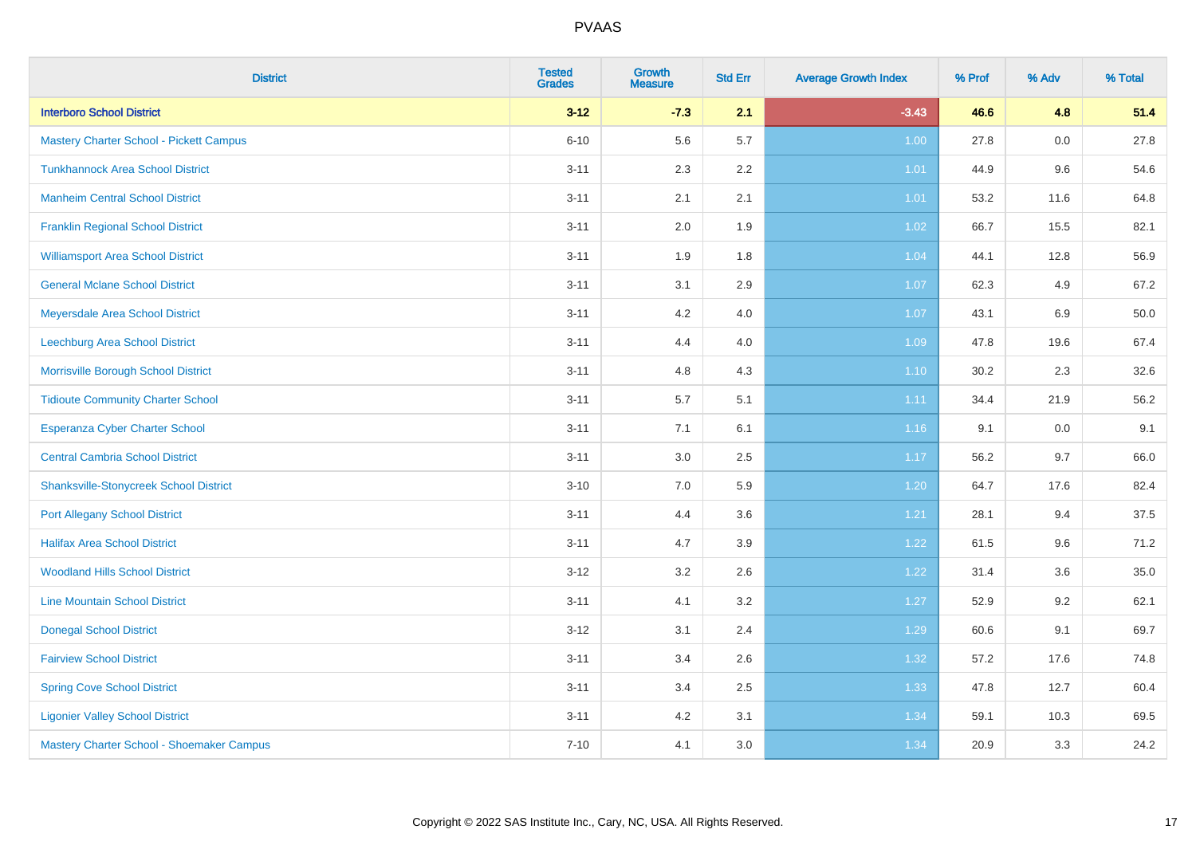PVAAS

| District | Tested Grades | Growth Measure | Std Err | Average Growth Index | % Prof | % Adv | % Total |
|---|---|---|---|---|---|---|---|
| **Interboro School District** | **3-12** | **-7.3** | **2.1** | **-3.43** | **46.6** | **4.8** | **51.4** |
| Mastery Charter School - Pickett Campus | 6-10 | 5.6 | 5.7 | 1.00 | 27.8 | 0.0 | 27.8 |
| Tunkhannock Area School District | 3-11 | 2.3 | 2.2 | 1.01 | 44.9 | 9.6 | 54.6 |
| Manheim Central School District | 3-11 | 2.1 | 2.1 | 1.01 | 53.2 | 11.6 | 64.8 |
| Franklin Regional School District | 3-11 | 2.0 | 1.9 | 1.02 | 66.7 | 15.5 | 82.1 |
| Williamsport Area School District | 3-11 | 1.9 | 1.8 | 1.04 | 44.1 | 12.8 | 56.9 |
| General Mclane School District | 3-11 | 3.1 | 2.9 | 1.07 | 62.3 | 4.9 | 67.2 |
| Meyersdale Area School District | 3-11 | 4.2 | 4.0 | 1.07 | 43.1 | 6.9 | 50.0 |
| Leechburg Area School District | 3-11 | 4.4 | 4.0 | 1.09 | 47.8 | 19.6 | 67.4 |
| Morrisville Borough School District | 3-11 | 4.8 | 4.3 | 1.10 | 30.2 | 2.3 | 32.6 |
| Tidioute Community Charter School | 3-11 | 5.7 | 5.1 | 1.11 | 34.4 | 21.9 | 56.2 |
| Esperanza Cyber Charter School | 3-11 | 7.1 | 6.1 | 1.16 | 9.1 | 0.0 | 9.1 |
| Central Cambria School District | 3-11 | 3.0 | 2.5 | 1.17 | 56.2 | 9.7 | 66.0 |
| Shanksville-Stonycreek School District | 3-10 | 7.0 | 5.9 | 1.20 | 64.7 | 17.6 | 82.4 |
| Port Allegany School District | 3-11 | 4.4 | 3.6 | 1.21 | 28.1 | 9.4 | 37.5 |
| Halifax Area School District | 3-11 | 4.7 | 3.9 | 1.22 | 61.5 | 9.6 | 71.2 |
| Woodland Hills School District | 3-12 | 3.2 | 2.6 | 1.22 | 31.4 | 3.6 | 35.0 |
| Line Mountain School District | 3-11 | 4.1 | 3.2 | 1.27 | 52.9 | 9.2 | 62.1 |
| Donegal School District | 3-12 | 3.1 | 2.4 | 1.29 | 60.6 | 9.1 | 69.7 |
| Fairview School District | 3-11 | 3.4 | 2.6 | 1.32 | 57.2 | 17.6 | 74.8 |
| Spring Cove School District | 3-11 | 3.4 | 2.5 | 1.33 | 47.8 | 12.7 | 60.4 |
| Ligonier Valley School District | 3-11 | 4.2 | 3.1 | 1.34 | 59.1 | 10.3 | 69.5 |
| Mastery Charter School - Shoemaker Campus | 7-10 | 4.1 | 3.0 | 1.34 | 20.9 | 3.3 | 24.2 |

Copyright © 2022 SAS Institute Inc., Cary, NC, USA. All Rights Reserved.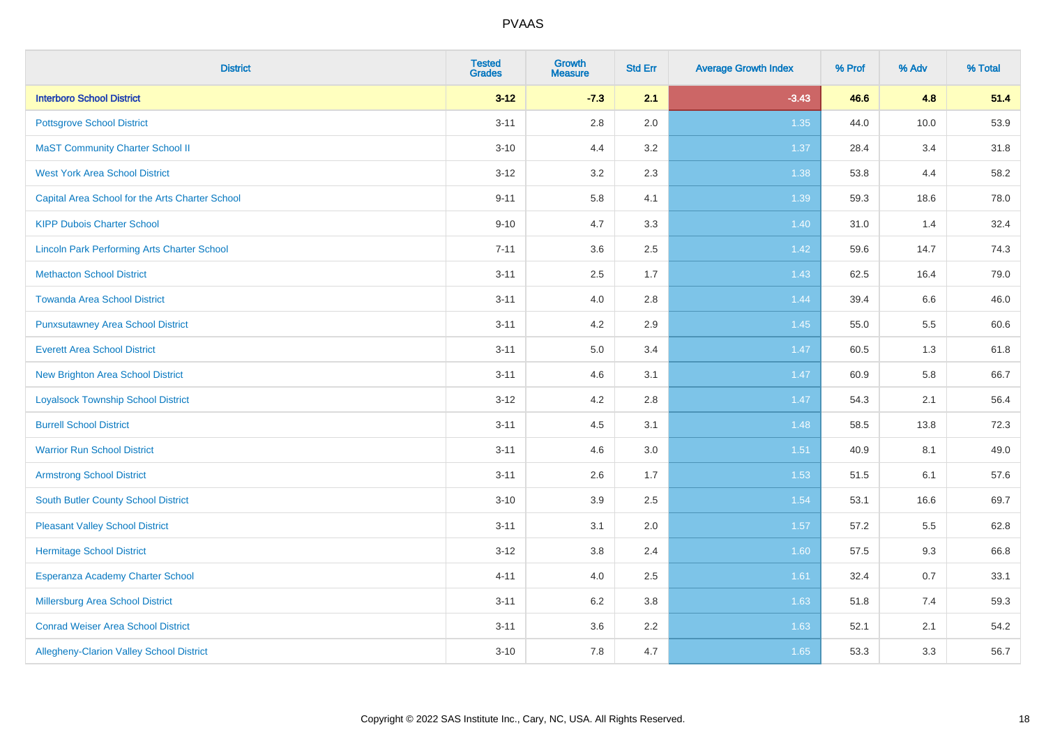# PVAAS

| District | Tested Grades | Growth Measure | Std Err | Average Growth Index | % Prof | % Adv | % Total |
|---|---|---|---|---|---|---|---|
| **Interboro School District** | **3-12** | **-7.3** | **2.1** | **-3.43** | **46.6** | **4.8** | **51.4** |
| Pottsgrove School District | 3-11 | 2.8 | 2.0 | 1.35 | 44.0 | 10.0 | 53.9 |
| MaST Community Charter School II | 3-10 | 4.4 | 3.2 | 1.37 | 28.4 | 3.4 | 31.8 |
| West York Area School District | 3-12 | 3.2 | 2.3 | 1.38 | 53.8 | 4.4 | 58.2 |
| Capital Area School for the Arts Charter School | 9-11 | 5.8 | 4.1 | 1.39 | 59.3 | 18.6 | 78.0 |
| KIPP Dubois Charter School | 9-10 | 4.7 | 3.3 | 1.40 | 31.0 | 1.4 | 32.4 |
| Lincoln Park Performing Arts Charter School | 7-11 | 3.6 | 2.5 | 1.42 | 59.6 | 14.7 | 74.3 |
| Methacton School District | 3-11 | 2.5 | 1.7 | 1.43 | 62.5 | 16.4 | 79.0 |
| Towanda Area School District | 3-11 | 4.0 | 2.8 | 1.44 | 39.4 | 6.6 | 46.0 |
| Punxsutawney Area School District | 3-11 | 4.2 | 2.9 | 1.45 | 55.0 | 5.5 | 60.6 |
| Everett Area School District | 3-11 | 5.0 | 3.4 | 1.47 | 60.5 | 1.3 | 61.8 |
| New Brighton Area School District | 3-11 | 4.6 | 3.1 | 1.47 | 60.9 | 5.8 | 66.7 |
| Loyalsock Township School District | 3-12 | 4.2 | 2.8 | 1.47 | 54.3 | 2.1 | 56.4 |
| Burrell School District | 3-11 | 4.5 | 3.1 | 1.48 | 58.5 | 13.8 | 72.3 |
| Warrior Run School District | 3-11 | 4.6 | 3.0 | 1.51 | 40.9 | 8.1 | 49.0 |
| Armstrong School District | 3-11 | 2.6 | 1.7 | 1.53 | 51.5 | 6.1 | 57.6 |
| South Butler County School District | 3-10 | 3.9 | 2.5 | 1.54 | 53.1 | 16.6 | 69.7 |
| Pleasant Valley School District | 3-11 | 3.1 | 2.0 | 1.57 | 57.2 | 5.5 | 62.8 |
| Hermitage School District | 3-12 | 3.8 | 2.4 | 1.60 | 57.5 | 9.3 | 66.8 |
| Esperanza Academy Charter School | 4-11 | 4.0 | 2.5 | 1.61 | 32.4 | 0.7 | 33.1 |
| Millersburg Area School District | 3-11 | 6.2 | 3.8 | 1.63 | 51.8 | 7.4 | 59.3 |
| Conrad Weiser Area School District | 3-11 | 3.6 | 2.2 | 1.63 | 52.1 | 2.1 | 54.2 |
| Allegheny-Clarion Valley School District | 3-10 | 7.8 | 4.7 | 1.65 | 53.3 | 3.3 | 56.7 |

Copyright © 2022 SAS Institute Inc., Cary, NC, USA. All Rights Reserved.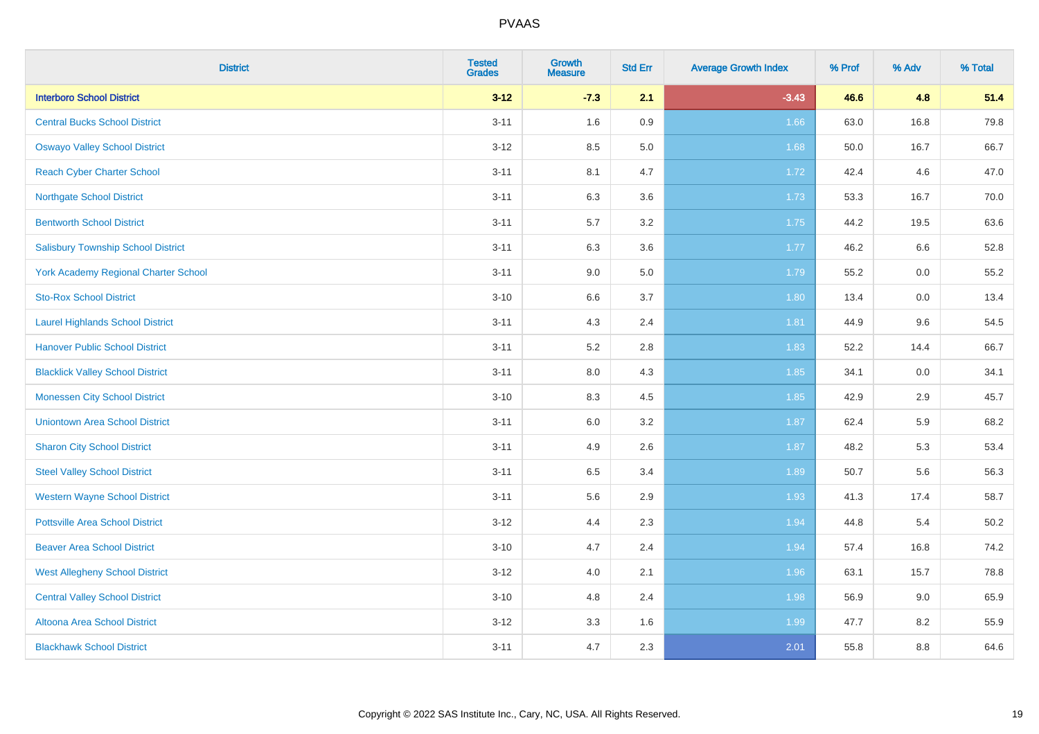# PVAAS

| District | Tested Grades | Growth Measure | Std Err | Average Growth Index | % Prof | % Adv | % Total |
|---|---|---|---|---|---|---|---|
| **Interboro School District** | **3-12** | **-7.3** | **2.1** | **-3.43** | **46.6** | **4.8** | **51.4** |
| Central Bucks School District | 3-11 | 1.6 | 0.9 | 1.66 | 63.0 | 16.8 | 79.8 |
| Oswayo Valley School District | 3-12 | 8.5 | 5.0 | 1.68 | 50.0 | 16.7 | 66.7 |
| Reach Cyber Charter School | 3-11 | 8.1 | 4.7 | 1.72 | 42.4 | 4.6 | 47.0 |
| Northgate School District | 3-11 | 6.3 | 3.6 | 1.73 | 53.3 | 16.7 | 70.0 |
| Bentworth School District | 3-11 | 5.7 | 3.2 | 1.75 | 44.2 | 19.5 | 63.6 |
| Salisbury Township School District | 3-11 | 6.3 | 3.6 | 1.77 | 46.2 | 6.6 | 52.8 |
| York Academy Regional Charter School | 3-11 | 9.0 | 5.0 | 1.79 | 55.2 | 0.0 | 55.2 |
| Sto-Rox School District | 3-10 | 6.6 | 3.7 | 1.80 | 13.4 | 0.0 | 13.4 |
| Laurel Highlands School District | 3-11 | 4.3 | 2.4 | 1.81 | 44.9 | 9.6 | 54.5 |
| Hanover Public School District | 3-11 | 5.2 | 2.8 | 1.83 | 52.2 | 14.4 | 66.7 |
| Blacklick Valley School District | 3-11 | 8.0 | 4.3 | 1.85 | 34.1 | 0.0 | 34.1 |
| Monessen City School District | 3-10 | 8.3 | 4.5 | 1.85 | 42.9 | 2.9 | 45.7 |
| Uniontown Area School District | 3-11 | 6.0 | 3.2 | 1.87 | 62.4 | 5.9 | 68.2 |
| Sharon City School District | 3-11 | 4.9 | 2.6 | 1.87 | 48.2 | 5.3 | 53.4 |
| Steel Valley School District | 3-11 | 6.5 | 3.4 | 1.89 | 50.7 | 5.6 | 56.3 |
| Western Wayne School District | 3-11 | 5.6 | 2.9 | 1.93 | 41.3 | 17.4 | 58.7 |
| Pottsville Area School District | 3-12 | 4.4 | 2.3 | 1.94 | 44.8 | 5.4 | 50.2 |
| Beaver Area School District | 3-10 | 4.7 | 2.4 | 1.94 | 57.4 | 16.8 | 74.2 |
| West Allegheny School District | 3-12 | 4.0 | 2.1 | 1.96 | 63.1 | 15.7 | 78.8 |
| Central Valley School District | 3-10 | 4.8 | 2.4 | 1.98 | 56.9 | 9.0 | 65.9 |
| Altoona Area School District | 3-12 | 3.3 | 1.6 | 1.99 | 47.7 | 8.2 | 55.9 |
| Blackhawk School District | 3-11 | 4.7 | 2.3 | 2.01 | 55.8 | 8.8 | 64.6 |

Copyright © 2022 SAS Institute Inc., Cary, NC, USA. All Rights Reserved.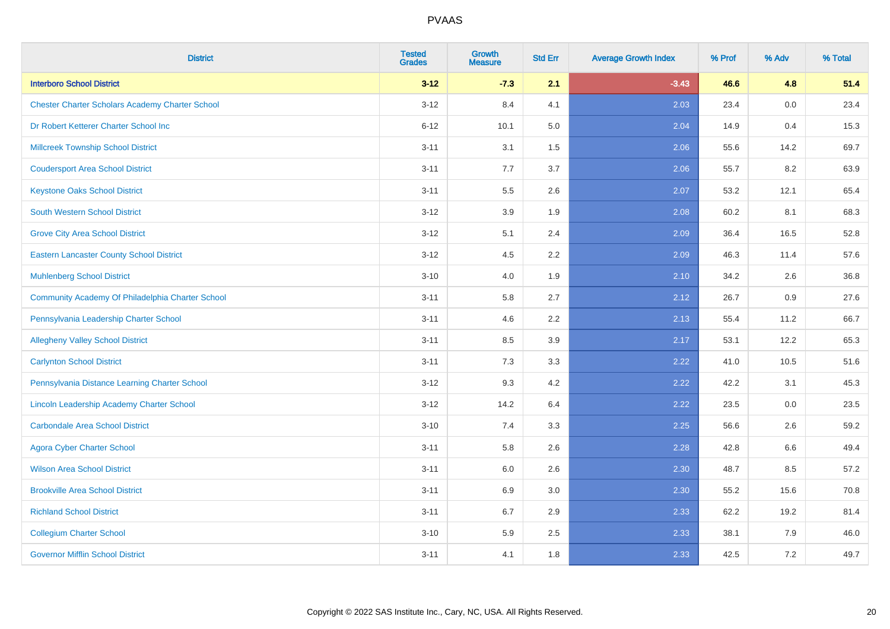# PVAAS

| District | Tested Grades | Growth Measure | Std Err | Average Growth Index | % Prof | % Adv | % Total |
|---|---|---|---|---|---|---|---|
| **Interboro School District** | **3-12** | **-7.3** | **2.1** | **-3.43** | **46.6** | **4.8** | **51.4** |
| Chester Charter Scholars Academy Charter School | 3-12 | 8.4 | 4.1 | 2.03 | 23.4 | 0.0 | 23.4 |
| Dr Robert Ketterer Charter School Inc | 6-12 | 10.1 | 5.0 | 2.04 | 14.9 | 0.4 | 15.3 |
| Millcreek Township School District | 3-11 | 3.1 | 1.5 | 2.06 | 55.6 | 14.2 | 69.7 |
| Coudersport Area School District | 3-11 | 7.7 | 3.7 | 2.06 | 55.7 | 8.2 | 63.9 |
| Keystone Oaks School District | 3-11 | 5.5 | 2.6 | 2.07 | 53.2 | 12.1 | 65.4 |
| South Western School District | 3-12 | 3.9 | 1.9 | 2.08 | 60.2 | 8.1 | 68.3 |
| Grove City Area School District | 3-12 | 5.1 | 2.4 | 2.09 | 36.4 | 16.5 | 52.8 |
| Eastern Lancaster County School District | 3-12 | 4.5 | 2.2 | 2.09 | 46.3 | 11.4 | 57.6 |
| Muhlenberg School District | 3-10 | 4.0 | 1.9 | 2.10 | 34.2 | 2.6 | 36.8 |
| Community Academy Of Philadelphia Charter School | 3-11 | 5.8 | 2.7 | 2.12 | 26.7 | 0.9 | 27.6 |
| Pennsylvania Leadership Charter School | 3-11 | 4.6 | 2.2 | 2.13 | 55.4 | 11.2 | 66.7 |
| Allegheny Valley School District | 3-11 | 8.5 | 3.9 | 2.17 | 53.1 | 12.2 | 65.3 |
| Carlynton School District | 3-11 | 7.3 | 3.3 | 2.22 | 41.0 | 10.5 | 51.6 |
| Pennsylvania Distance Learning Charter School | 3-12 | 9.3 | 4.2 | 2.22 | 42.2 | 3.1 | 45.3 |
| Lincoln Leadership Academy Charter School | 3-12 | 14.2 | 6.4 | 2.22 | 23.5 | 0.0 | 23.5 |
| Carbondale Area School District | 3-10 | 7.4 | 3.3 | 2.25 | 56.6 | 2.6 | 59.2 |
| Agora Cyber Charter School | 3-11 | 5.8 | 2.6 | 2.28 | 42.8 | 6.6 | 49.4 |
| Wilson Area School District | 3-11 | 6.0 | 2.6 | 2.30 | 48.7 | 8.5 | 57.2 |
| Brookville Area School District | 3-11 | 6.9 | 3.0 | 2.30 | 55.2 | 15.6 | 70.8 |
| Richland School District | 3-11 | 6.7 | 2.9 | 2.33 | 62.2 | 19.2 | 81.4 |
| Collegium Charter School | 3-10 | 5.9 | 2.5 | 2.33 | 38.1 | 7.9 | 46.0 |
| Governor Mifflin School District | 3-11 | 4.1 | 1.8 | 2.33 | 42.5 | 7.2 | 49.7 |

Copyright © 2022 SAS Institute Inc., Cary, NC, USA. All Rights Reserved.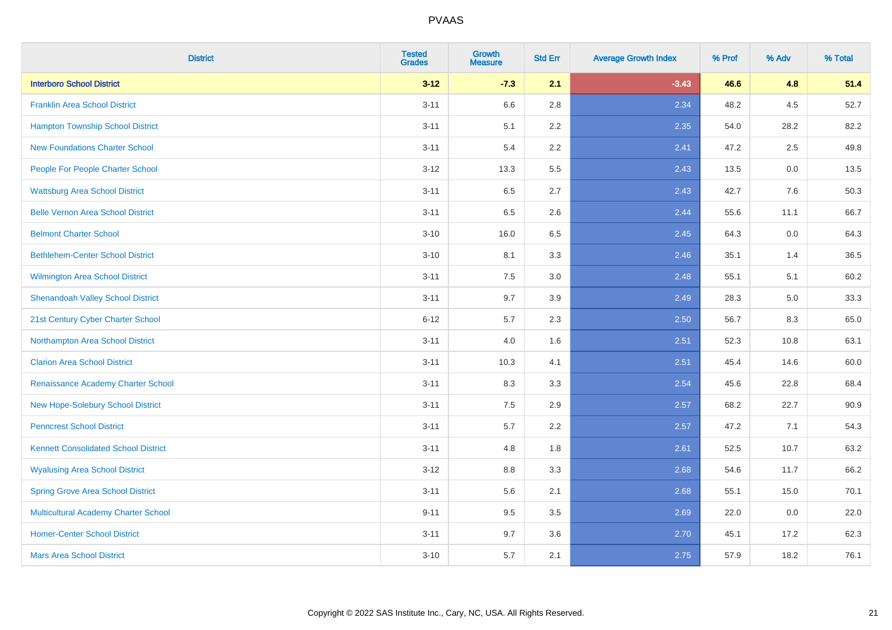PVAAS

| District | Tested Grades | Growth Measure | Std Err | Average Growth Index | % Prof | % Adv | % Total |
|---|---|---|---|---|---|---|---|
| **Interboro School District** | **3-12** | **-7.3** | **2.1** | **-3.43** | **46.6** | **4.8** | **51.4** |
| Franklin Area School District | 3-11 | 6.6 | 2.8 | 2.34 | 48.2 | 4.5 | 52.7 |
| Hampton Township School District | 3-11 | 5.1 | 2.2 | 2.35 | 54.0 | 28.2 | 82.2 |
| New Foundations Charter School | 3-11 | 5.4 | 2.2 | 2.41 | 47.2 | 2.5 | 49.8 |
| People For People Charter School | 3-12 | 13.3 | 5.5 | 2.43 | 13.5 | 0.0 | 13.5 |
| Wattsburg Area School District | 3-11 | 6.5 | 2.7 | 2.43 | 42.7 | 7.6 | 50.3 |
| Belle Vernon Area School District | 3-11 | 6.5 | 2.6 | 2.44 | 55.6 | 11.1 | 66.7 |
| Belmont Charter School | 3-10 | 16.0 | 6.5 | 2.45 | 64.3 | 0.0 | 64.3 |
| Bethlehem-Center School District | 3-10 | 8.1 | 3.3 | 2.46 | 35.1 | 1.4 | 36.5 |
| Wilmington Area School District | 3-11 | 7.5 | 3.0 | 2.48 | 55.1 | 5.1 | 60.2 |
| Shenandoah Valley School District | 3-11 | 9.7 | 3.9 | 2.49 | 28.3 | 5.0 | 33.3 |
| 21st Century Cyber Charter School | 6-12 | 5.7 | 2.3 | 2.50 | 56.7 | 8.3 | 65.0 |
| Northampton Area School District | 3-11 | 4.0 | 1.6 | 2.51 | 52.3 | 10.8 | 63.1 |
| Clarion Area School District | 3-11 | 10.3 | 4.1 | 2.51 | 45.4 | 14.6 | 60.0 |
| Renaissance Academy Charter School | 3-11 | 8.3 | 3.3 | 2.54 | 45.6 | 22.8 | 68.4 |
| New Hope-Solebury School District | 3-11 | 7.5 | 2.9 | 2.57 | 68.2 | 22.7 | 90.9 |
| Penncrest School District | 3-11 | 5.7 | 2.2 | 2.57 | 47.2 | 7.1 | 54.3 |
| Kennett Consolidated School District | 3-11 | 4.8 | 1.8 | 2.61 | 52.5 | 10.7 | 63.2 |
| Wyalusing Area School District | 3-12 | 8.8 | 3.3 | 2.68 | 54.6 | 11.7 | 66.2 |
| Spring Grove Area School District | 3-11 | 5.6 | 2.1 | 2.68 | 55.1 | 15.0 | 70.1 |
| Multicultural Academy Charter School | 9-11 | 9.5 | 3.5 | 2.69 | 22.0 | 0.0 | 22.0 |
| Homer-Center School District | 3-11 | 9.7 | 3.6 | 2.70 | 45.1 | 17.2 | 62.3 |
| Mars Area School District | 3-10 | 5.7 | 2.1 | 2.75 | 57.9 | 18.2 | 76.1 |

Copyright © 2022 SAS Institute Inc., Cary, NC, USA. All Rights Reserved.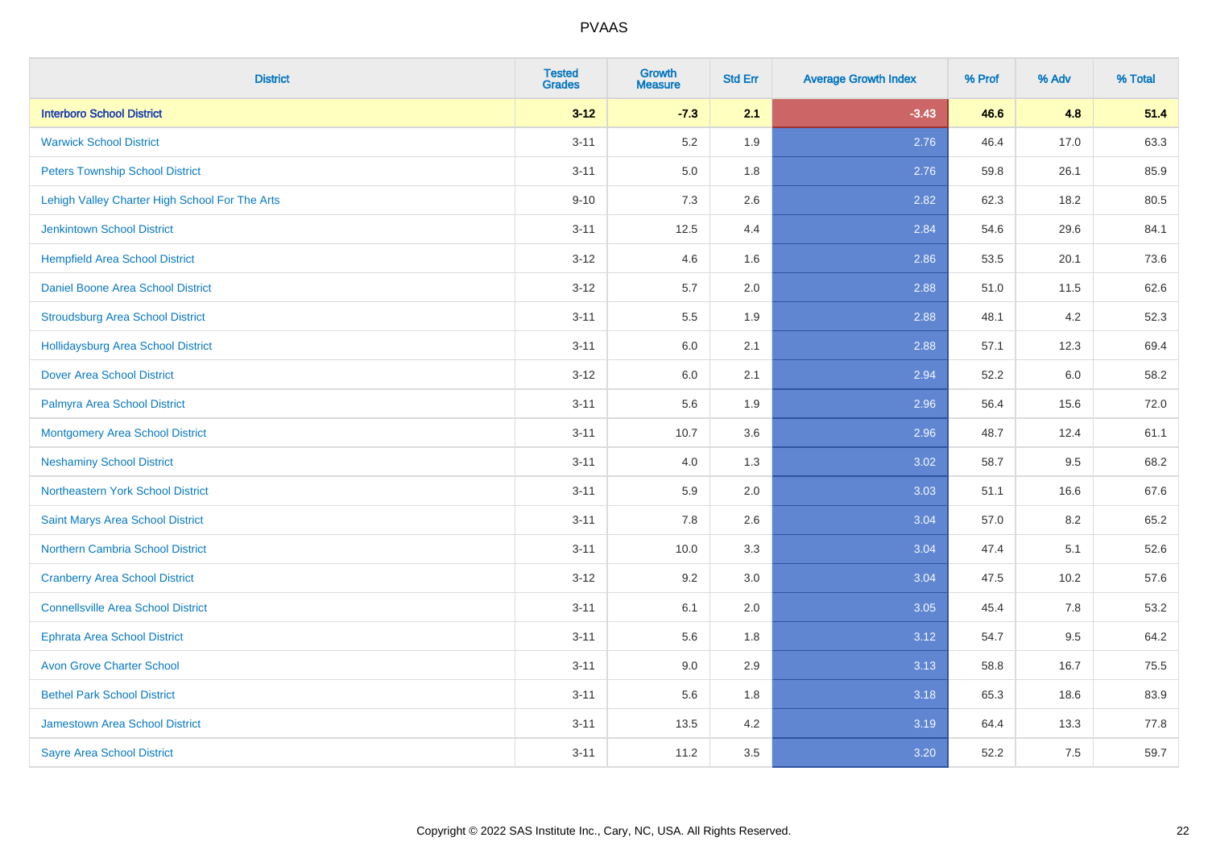# PVAAS

| District | Tested Grades | Growth Measure | Std Err | Average Growth Index | % Prof | % Adv | % Total |
|---|---|---|---|---|---|---|---|
| **Interboro School District** | **3-12** | **-7.3** | **2.1** | **-3.43** | **46.6** | **4.8** | **51.4** |
| Warwick School District | 3-11 | 5.2 | 1.9 | 2.76 | 46.4 | 17.0 | 63.3 |
| Peters Township School District | 3-11 | 5.0 | 1.8 | 2.76 | 59.8 | 26.1 | 85.9 |
| Lehigh Valley Charter High School For The Arts | 9-10 | 7.3 | 2.6 | 2.82 | 62.3 | 18.2 | 80.5 |
| Jenkintown School District | 3-11 | 12.5 | 4.4 | 2.84 | 54.6 | 29.6 | 84.1 |
| Hempfield Area School District | 3-12 | 4.6 | 1.6 | 2.86 | 53.5 | 20.1 | 73.6 |
| Daniel Boone Area School District | 3-12 | 5.7 | 2.0 | 2.88 | 51.0 | 11.5 | 62.6 |
| Stroudsburg Area School District | 3-11 | 5.5 | 1.9 | 2.88 | 48.1 | 4.2 | 52.3 |
| Hollidaysburg Area School District | 3-11 | 6.0 | 2.1 | 2.88 | 57.1 | 12.3 | 69.4 |
| Dover Area School District | 3-12 | 6.0 | 2.1 | 2.94 | 52.2 | 6.0 | 58.2 |
| Palmyra Area School District | 3-11 | 5.6 | 1.9 | 2.96 | 56.4 | 15.6 | 72.0 |
| Montgomery Area School District | 3-11 | 10.7 | 3.6 | 2.96 | 48.7 | 12.4 | 61.1 |
| Neshaminy School District | 3-11 | 4.0 | 1.3 | 3.02 | 58.7 | 9.5 | 68.2 |
| Northeastern York School District | 3-11 | 5.9 | 2.0 | 3.03 | 51.1 | 16.6 | 67.6 |
| Saint Marys Area School District | 3-11 | 7.8 | 2.6 | 3.04 | 57.0 | 8.2 | 65.2 |
| Northern Cambria School District | 3-11 | 10.0 | 3.3 | 3.04 | 47.4 | 5.1 | 52.6 |
| Cranberry Area School District | 3-12 | 9.2 | 3.0 | 3.04 | 47.5 | 10.2 | 57.6 |
| Connellsville Area School District | 3-11 | 6.1 | 2.0 | 3.05 | 45.4 | 7.8 | 53.2 |
| Ephrata Area School District | 3-11 | 5.6 | 1.8 | 3.12 | 54.7 | 9.5 | 64.2 |
| Avon Grove Charter School | 3-11 | 9.0 | 2.9 | 3.13 | 58.8 | 16.7 | 75.5 |
| Bethel Park School District | 3-11 | 5.6 | 1.8 | 3.18 | 65.3 | 18.6 | 83.9 |
| Jamestown Area School District | 3-11 | 13.5 | 4.2 | 3.19 | 64.4 | 13.3 | 77.8 |
| Sayre Area School District | 3-11 | 11.2 | 3.5 | 3.20 | 52.2 | 7.5 | 59.7 |

Copyright © 2022 SAS Institute Inc., Cary, NC, USA. All Rights Reserved.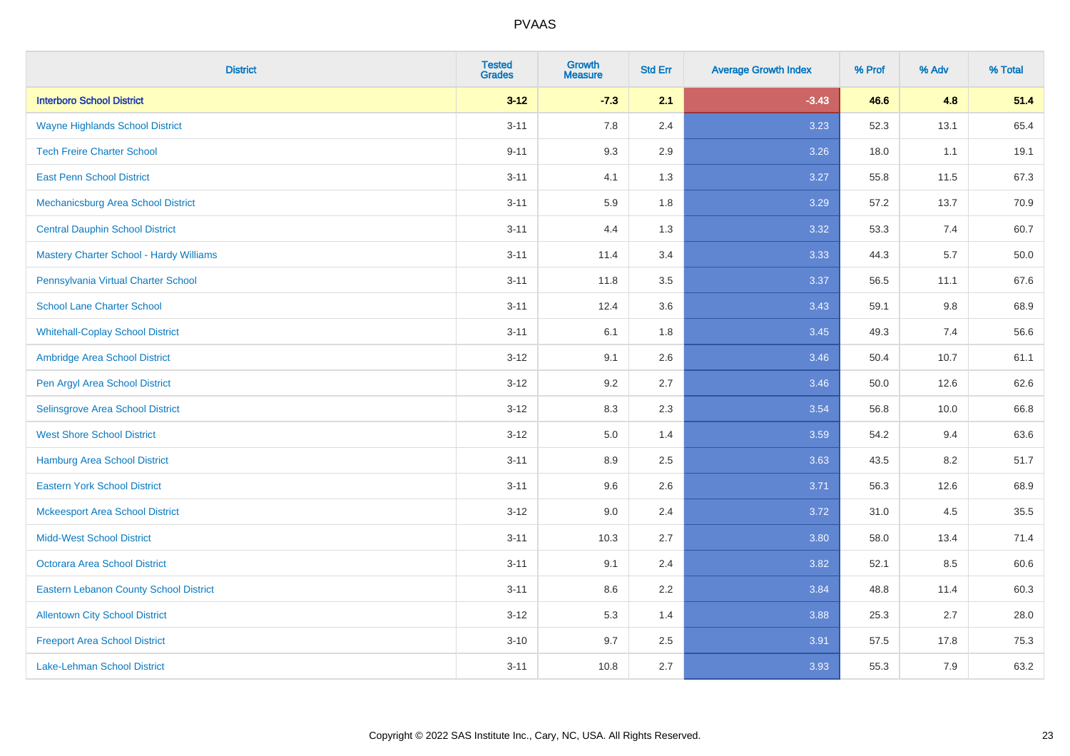| District | Tested Grades | Growth Measure | Std Err | Average Growth Index | % Prof | % Adv | % Total |
|---|---|---|---|---|---|---|---|
| **Interboro School District** | **3-12** | **-7.3** | **2.1** | **-3.43** | **46.6** | **4.8** | **51.4** |
| Wayne Highlands School District | 3-11 | 7.8 | 2.4 | 3.23 | 52.3 | 13.1 | 65.4 |
| Tech Freire Charter School | 9-11 | 9.3 | 2.9 | 3.26 | 18.0 | 1.1 | 19.1 |
| East Penn School District | 3-11 | 4.1 | 1.3 | 3.27 | 55.8 | 11.5 | 67.3 |
| Mechanicsburg Area School District | 3-11 | 5.9 | 1.8 | 3.29 | 57.2 | 13.7 | 70.9 |
| Central Dauphin School District | 3-11 | 4.4 | 1.3 | 3.32 | 53.3 | 7.4 | 60.7 |
| Mastery Charter School - Hardy Williams | 3-11 | 11.4 | 3.4 | 3.33 | 44.3 | 5.7 | 50.0 |
| Pennsylvania Virtual Charter School | 3-11 | 11.8 | 3.5 | 3.37 | 56.5 | 11.1 | 67.6 |
| School Lane Charter School | 3-11 | 12.4 | 3.6 | 3.43 | 59.1 | 9.8 | 68.9 |
| Whitehall-Coplay School District | 3-11 | 6.1 | 1.8 | 3.45 | 49.3 | 7.4 | 56.6 |
| Ambridge Area School District | 3-12 | 9.1 | 2.6 | 3.46 | 50.4 | 10.7 | 61.1 |
| Pen Argyl Area School District | 3-12 | 9.2 | 2.7 | 3.46 | 50.0 | 12.6 | 62.6 |
| Selinsgrove Area School District | 3-12 | 8.3 | 2.3 | 3.54 | 56.8 | 10.0 | 66.8 |
| West Shore School District | 3-12 | 5.0 | 1.4 | 3.59 | 54.2 | 9.4 | 63.6 |
| Hamburg Area School District | 3-11 | 8.9 | 2.5 | 3.63 | 43.5 | 8.2 | 51.7 |
| Eastern York School District | 3-11 | 9.6 | 2.6 | 3.71 | 56.3 | 12.6 | 68.9 |
| Mckeesport Area School District | 3-12 | 9.0 | 2.4 | 3.72 | 31.0 | 4.5 | 35.5 |
| Midd-West School District | 3-11 | 10.3 | 2.7 | 3.80 | 58.0 | 13.4 | 71.4 |
| Octorara Area School District | 3-11 | 9.1 | 2.4 | 3.82 | 52.1 | 8.5 | 60.6 |
| Eastern Lebanon County School District | 3-11 | 8.6 | 2.2 | 3.84 | 48.8 | 11.4 | 60.3 |
| Allentown City School District | 3-12 | 5.3 | 1.4 | 3.88 | 25.3 | 2.7 | 28.0 |
| Freeport Area School District | 3-10 | 9.7 | 2.5 | 3.91 | 57.5 | 17.8 | 75.3 |
| Lake-Lehman School District | 3-11 | 10.8 | 2.7 | 3.93 | 55.3 | 7.9 | 63.2 |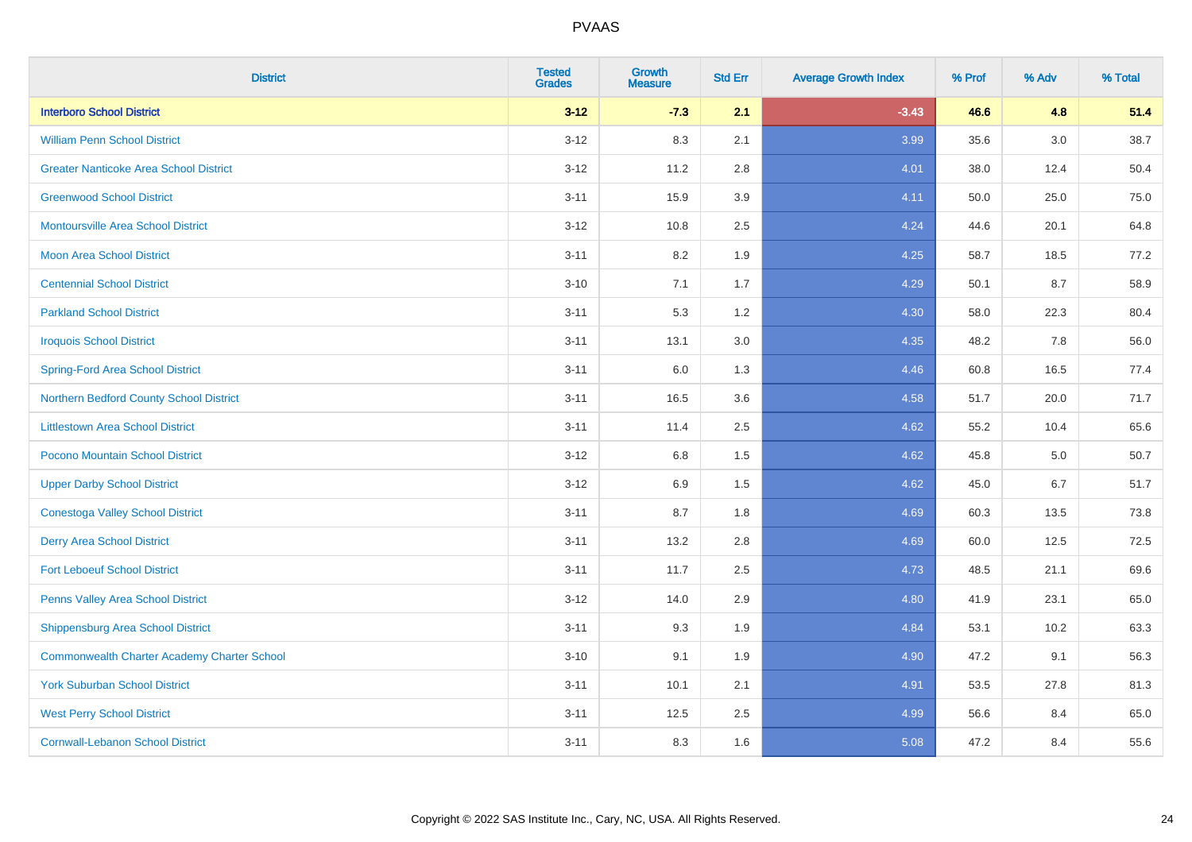| District | Tested Grades | Growth Measure | Std Err | Average Growth Index | % Prof | % Adv | % Total |
|---|---|---|---|---|---|---|---|
| **Interboro School District** | **3-12** | **-7.3** | **2.1** | **-3.43** | **46.6** | **4.8** | **51.4** |
| William Penn School District | 3-12 | 8.3 | 2.1 | 3.99 | 35.6 | 3.0 | 38.7 |
| Greater Nanticoke Area School District | 3-12 | 11.2 | 2.8 | 4.01 | 38.0 | 12.4 | 50.4 |
| Greenwood School District | 3-11 | 15.9 | 3.9 | 4.11 | 50.0 | 25.0 | 75.0 |
| Montoursville Area School District | 3-12 | 10.8 | 2.5 | 4.24 | 44.6 | 20.1 | 64.8 |
| Moon Area School District | 3-11 | 8.2 | 1.9 | 4.25 | 58.7 | 18.5 | 77.2 |
| Centennial School District | 3-10 | 7.1 | 1.7 | 4.29 | 50.1 | 8.7 | 58.9 |
| Parkland School District | 3-11 | 5.3 | 1.2 | 4.30 | 58.0 | 22.3 | 80.4 |
| Iroquois School District | 3-11 | 13.1 | 3.0 | 4.35 | 48.2 | 7.8 | 56.0 |
| Spring-Ford Area School District | 3-11 | 6.0 | 1.3 | 4.46 | 60.8 | 16.5 | 77.4 |
| Northern Bedford County School District | 3-11 | 16.5 | 3.6 | 4.58 | 51.7 | 20.0 | 71.7 |
| Littlestown Area School District | 3-11 | 11.4 | 2.5 | 4.62 | 55.2 | 10.4 | 65.6 |
| Pocono Mountain School District | 3-12 | 6.8 | 1.5 | 4.62 | 45.8 | 5.0 | 50.7 |
| Upper Darby School District | 3-12 | 6.9 | 1.5 | 4.62 | 45.0 | 6.7 | 51.7 |
| Conestoga Valley School District | 3-11 | 8.7 | 1.8 | 4.69 | 60.3 | 13.5 | 73.8 |
| Derry Area School District | 3-11 | 13.2 | 2.8 | 4.69 | 60.0 | 12.5 | 72.5 |
| Fort Leboeuf School District | 3-11 | 11.7 | 2.5 | 4.73 | 48.5 | 21.1 | 69.6 |
| Penns Valley Area School District | 3-12 | 14.0 | 2.9 | 4.80 | 41.9 | 23.1 | 65.0 |
| Shippensburg Area School District | 3-11 | 9.3 | 1.9 | 4.84 | 53.1 | 10.2 | 63.3 |
| Commonwealth Charter Academy Charter School | 3-10 | 9.1 | 1.9 | 4.90 | 47.2 | 9.1 | 56.3 |
| York Suburban School District | 3-11 | 10.1 | 2.1 | 4.91 | 53.5 | 27.8 | 81.3 |
| West Perry School District | 3-11 | 12.5 | 2.5 | 4.99 | 56.6 | 8.4 | 65.0 |
| Cornwall-Lebanon School District | 3-11 | 8.3 | 1.6 | 5.08 | 47.2 | 8.4 | 55.6 |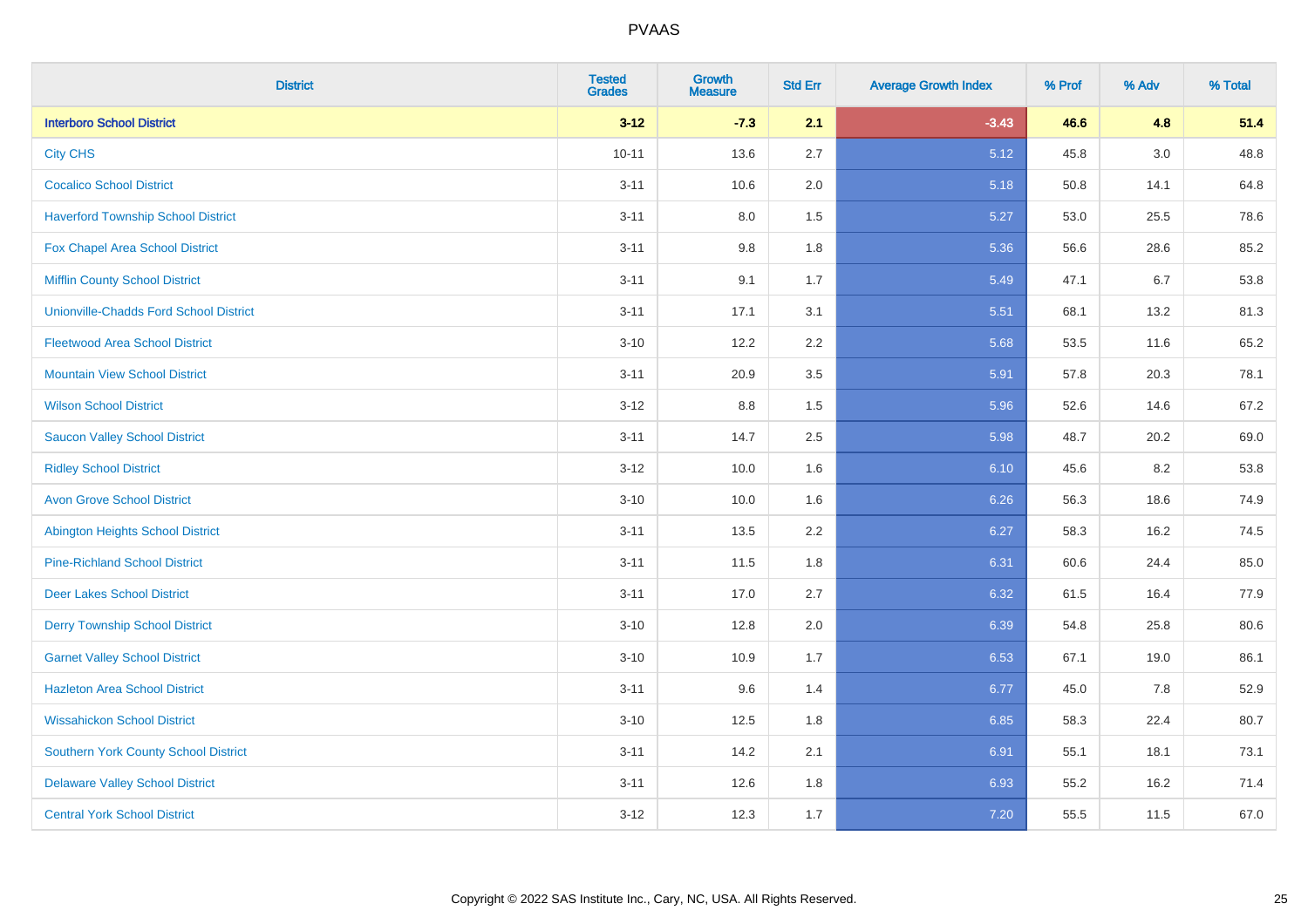# PVAAS

| District | Tested Grades | Growth Measure | Std Err | Average Growth Index | % Prof | % Adv | % Total |
|---|---|---|---|---|---|---|---|
| **Interboro School District** | **3-12** | **-7.3** | **2.1** | **-3.43** | **46.6** | **4.8** | **51.4** |
| City CHS | 10-11 | 13.6 | 2.7 | 5.12 | 45.8 | 3.0 | 48.8 |
| Cocalico School District | 3-11 | 10.6 | 2.0 | 5.18 | 50.8 | 14.1 | 64.8 |
| Haverford Township School District | 3-11 | 8.0 | 1.5 | 5.27 | 53.0 | 25.5 | 78.6 |
| Fox Chapel Area School District | 3-11 | 9.8 | 1.8 | 5.36 | 56.6 | 28.6 | 85.2 |
| Mifflin County School District | 3-11 | 9.1 | 1.7 | 5.49 | 47.1 | 6.7 | 53.8 |
| Unionville-Chadds Ford School District | 3-11 | 17.1 | 3.1 | 5.51 | 68.1 | 13.2 | 81.3 |
| Fleetwood Area School District | 3-10 | 12.2 | 2.2 | 5.68 | 53.5 | 11.6 | 65.2 |
| Mountain View School District | 3-11 | 20.9 | 3.5 | 5.91 | 57.8 | 20.3 | 78.1 |
| Wilson School District | 3-12 | 8.8 | 1.5 | 5.96 | 52.6 | 14.6 | 67.2 |
| Saucon Valley School District | 3-11 | 14.7 | 2.5 | 5.98 | 48.7 | 20.2 | 69.0 |
| Ridley School District | 3-12 | 10.0 | 1.6 | 6.10 | 45.6 | 8.2 | 53.8 |
| Avon Grove School District | 3-10 | 10.0 | 1.6 | 6.26 | 56.3 | 18.6 | 74.9 |
| Abington Heights School District | 3-11 | 13.5 | 2.2 | 6.27 | 58.3 | 16.2 | 74.5 |
| Pine-Richland School District | 3-11 | 11.5 | 1.8 | 6.31 | 60.6 | 24.4 | 85.0 |
| Deer Lakes School District | 3-11 | 17.0 | 2.7 | 6.32 | 61.5 | 16.4 | 77.9 |
| Derry Township School District | 3-10 | 12.8 | 2.0 | 6.39 | 54.8 | 25.8 | 80.6 |
| Garnet Valley School District | 3-10 | 10.9 | 1.7 | 6.53 | 67.1 | 19.0 | 86.1 |
| Hazleton Area School District | 3-11 | 9.6 | 1.4 | 6.77 | 45.0 | 7.8 | 52.9 |
| Wissahickon School District | 3-10 | 12.5 | 1.8 | 6.85 | 58.3 | 22.4 | 80.7 |
| Southern York County School District | 3-11 | 14.2 | 2.1 | 6.91 | 55.1 | 18.1 | 73.1 |
| Delaware Valley School District | 3-11 | 12.6 | 1.8 | 6.93 | 55.2 | 16.2 | 71.4 |
| Central York School District | 3-12 | 12.3 | 1.7 | 7.20 | 55.5 | 11.5 | 67.0 |

Copyright © 2022 SAS Institute Inc., Cary, NC, USA. All Rights Reserved.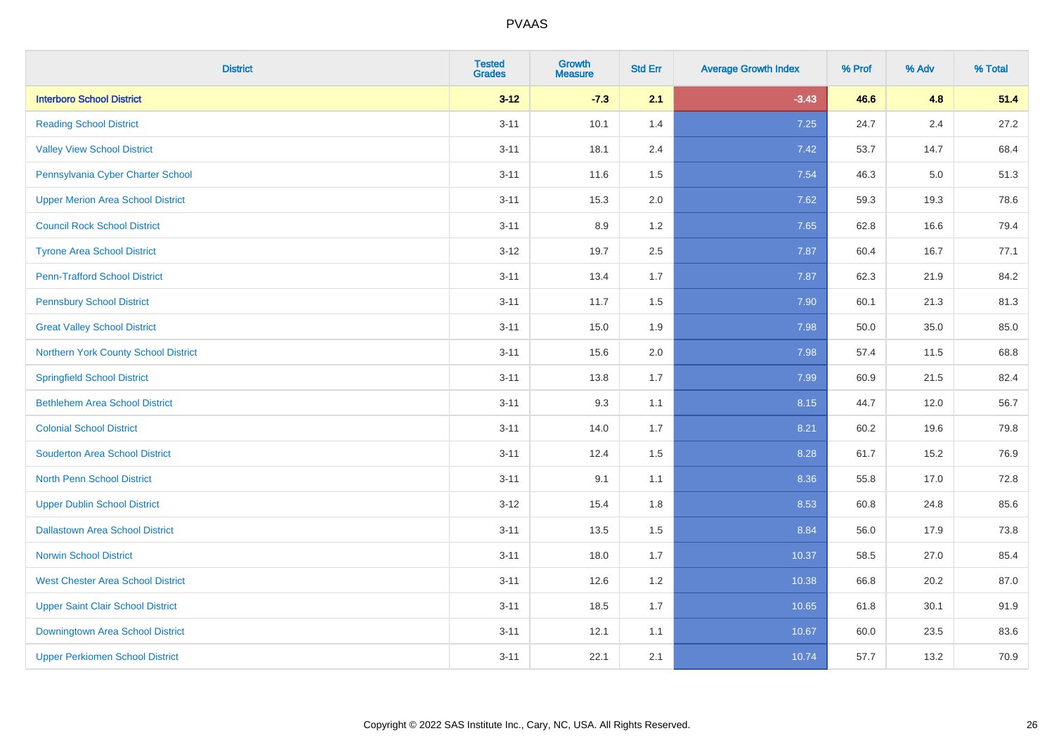# PVAAS

| District | Tested Grades | Growth Measure | Std Err | Average Growth Index | % Prof | % Adv | % Total |
|---|---|---|---|---|---|---|---|
| **Interboro School District** | **3-12** | **-7.3** | **2.1** | **-3.43** | **46.6** | **4.8** | **51.4** |
| Reading School District | 3-11 | 10.1 | 1.4 | 7.25 | 24.7 | 2.4 | 27.2 |
| Valley View School District | 3-11 | 18.1 | 2.4 | 7.42 | 53.7 | 14.7 | 68.4 |
| Pennsylvania Cyber Charter School | 3-11 | 11.6 | 1.5 | 7.54 | 46.3 | 5.0 | 51.3 |
| Upper Merion Area School District | 3-11 | 15.3 | 2.0 | 7.62 | 59.3 | 19.3 | 78.6 |
| Council Rock School District | 3-11 | 8.9 | 1.2 | 7.65 | 62.8 | 16.6 | 79.4 |
| Tyrone Area School District | 3-12 | 19.7 | 2.5 | 7.87 | 60.4 | 16.7 | 77.1 |
| Penn-Trafford School District | 3-11 | 13.4 | 1.7 | 7.87 | 62.3 | 21.9 | 84.2 |
| Pennsbury School District | 3-11 | 11.7 | 1.5 | 7.90 | 60.1 | 21.3 | 81.3 |
| Great Valley School District | 3-11 | 15.0 | 1.9 | 7.98 | 50.0 | 35.0 | 85.0 |
| Northern York County School District | 3-11 | 15.6 | 2.0 | 7.98 | 57.4 | 11.5 | 68.8 |
| Springfield School District | 3-11 | 13.8 | 1.7 | 7.99 | 60.9 | 21.5 | 82.4 |
| Bethlehem Area School District | 3-11 | 9.3 | 1.1 | 8.15 | 44.7 | 12.0 | 56.7 |
| Colonial School District | 3-11 | 14.0 | 1.7 | 8.21 | 60.2 | 19.6 | 79.8 |
| Souderton Area School District | 3-11 | 12.4 | 1.5 | 8.28 | 61.7 | 15.2 | 76.9 |
| North Penn School District | 3-11 | 9.1 | 1.1 | 8.36 | 55.8 | 17.0 | 72.8 |
| Upper Dublin School District | 3-12 | 15.4 | 1.8 | 8.53 | 60.8 | 24.8 | 85.6 |
| Dallastown Area School District | 3-11 | 13.5 | 1.5 | 8.84 | 56.0 | 17.9 | 73.8 |
| Norwin School District | 3-11 | 18.0 | 1.7 | 10.37 | 58.5 | 27.0 | 85.4 |
| West Chester Area School District | 3-11 | 12.6 | 1.2 | 10.38 | 66.8 | 20.2 | 87.0 |
| Upper Saint Clair School District | 3-11 | 18.5 | 1.7 | 10.65 | 61.8 | 30.1 | 91.9 |
| Downingtown Area School District | 3-11 | 12.1 | 1.1 | 10.67 | 60.0 | 23.5 | 83.6 |
| Upper Perkiomen School District | 3-11 | 22.1 | 2.1 | 10.74 | 57.7 | 13.2 | 70.9 |

Copyright © 2022 SAS Institute Inc., Cary, NC, USA. All Rights Reserved.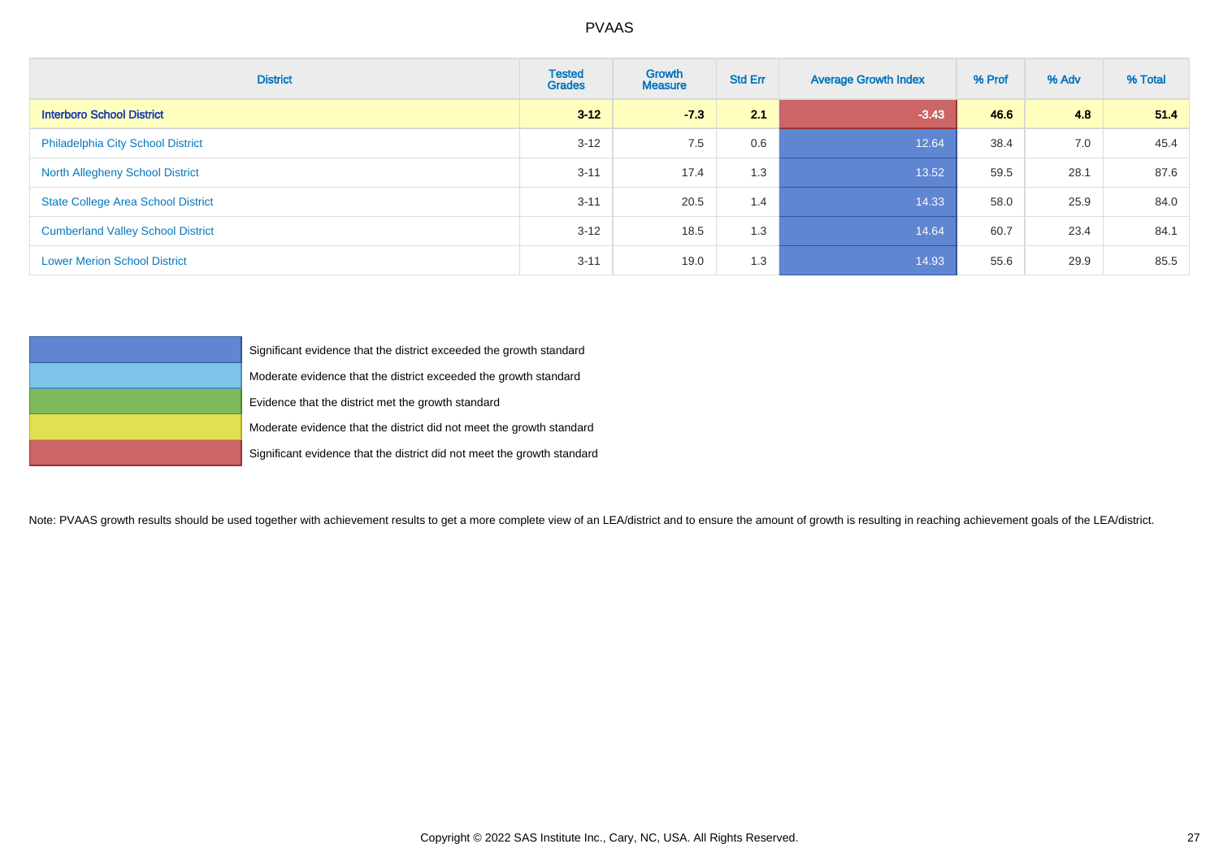PVAAS

| District | Tested Grades | Growth Measure | Std Err | Average Growth Index | % Prof | % Adv | % Total |
|---|---|---|---|---|---|---|---|
| **Interboro School District** | **3-12** | **-7.3** | **2.1** | **-3.43** | **46.6** | **4.8** | **51.4** |
| Philadelphia City School District | 3-12 | 7.5 | 0.6 | 12.64 | 38.4 | 7.0 | 45.4 |
| North Allegheny School District | 3-11 | 17.4 | 1.3 | 13.52 | 59.5 | 28.1 | 87.6 |
| State College Area School District | 3-11 | 20.5 | 1.4 | 14.33 | 58.0 | 25.9 | 84.0 |
| Cumberland Valley School District | 3-12 | 18.5 | 1.3 | 14.64 | 60.7 | 23.4 | 84.1 |
| Lower Merion School District | 3-11 | 19.0 | 1.3 | 14.93 | 55.6 | 29.9 | 85.5 |

- Significant evidence that the district exceeded the growth standard
- Moderate evidence that the district exceeded the growth standard
- Evidence that the district met the growth standard
- Moderate evidence that the district did not meet the growth standard
- Significant evidence that the district did not meet the growth standard

Note: PVAAS growth results should be used together with achievement results to get a more complete view of an LEA/district and to ensure the amount of growth is resulting in reaching achievement goals of the LEA/district.

Copyright © 2022 SAS Institute Inc., Cary, NC, USA. All Rights Reserved.